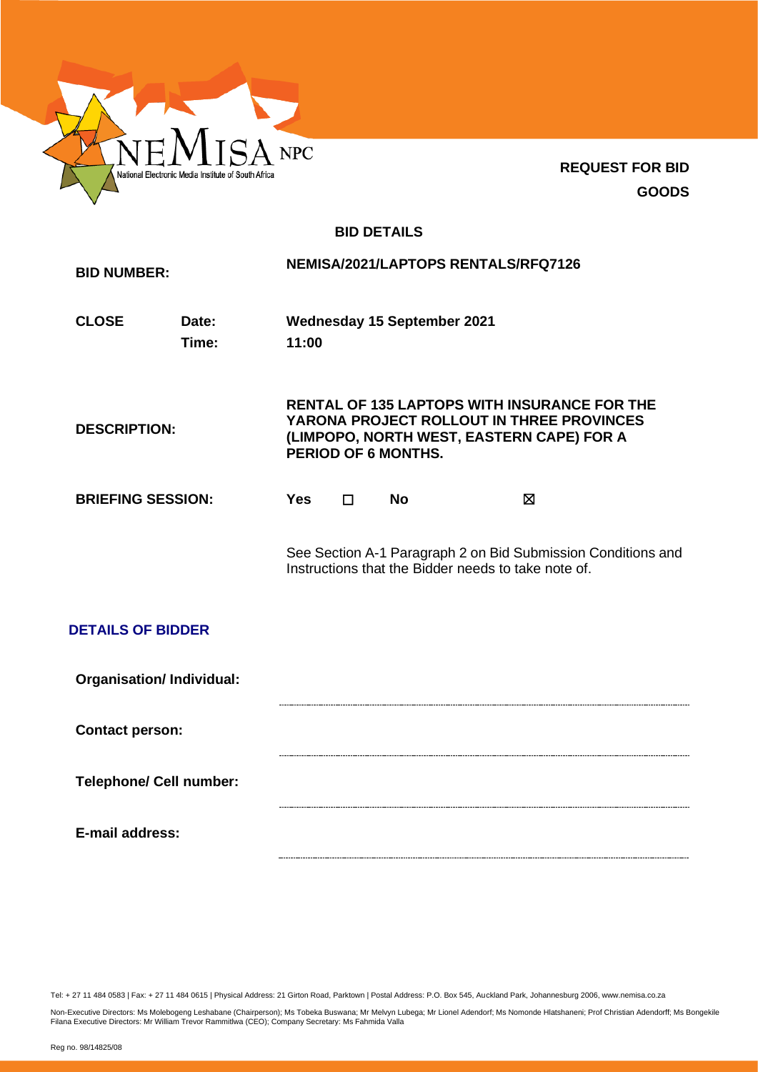NEMISA NPC
National Electronic Media Institute of South Africa

**REQUEST FOR BID**
**GOODS**

## BID DETAILS

| | | |
|---|---|---|
| **BID NUMBER:** | | **NEMISA/2021/LAPTOPS RENTALS/RFQ7126** |
| **CLOSE** | **Date:** | **Wednesday 15 September 2021** |
| | **Time:** | **11:00** |
| **DESCRIPTION:** | | **RENTAL OF 135 LAPTOPS WITH INSURANCE FOR THE YARONA PROJECT ROLLOUT IN THREE PROVINCES (LIMPOPO, NORTH WEST, EASTERN CAPE) FOR A PERIOD OF 6 MONTHS.** |
| **BRIEFING SESSION:** | | **Yes** ☐ **No** ☒ |

See Section A-1 Paragraph 2 on Bid Submission Conditions and Instructions that the Bidder needs to take note of.

## DETAILS OF BIDDER

**Organisation/ Individual:** ..................................................

**Contact person:** ..................................................

**Telephone/ Cell number:** ..................................................

**E-mail address:** ..................................................

Tel: + 27 11 484 0583 | Fax: + 27 11 484 0615 | Physical Address: 21 Girton Road, Parktown | Postal Address: P.O. Box 545, Auckland Park, Johannesburg 2006, www.nemisa.co.za

Non-Executive Directors: Ms Molebogeng Leshabane (Chairperson); Ms Tobeka Buswana; Mr Melvyn Lubega; Mr Lionel Adendorf; Ms Nomonde Hlatshaneni; Prof Christian Adendorff; Ms Bongekile Filana Executive Directors: Mr William Trevor Rammitlwa (CEO); Company Secretary: Ms Fahmida Valla

Reg no. 98/14825/08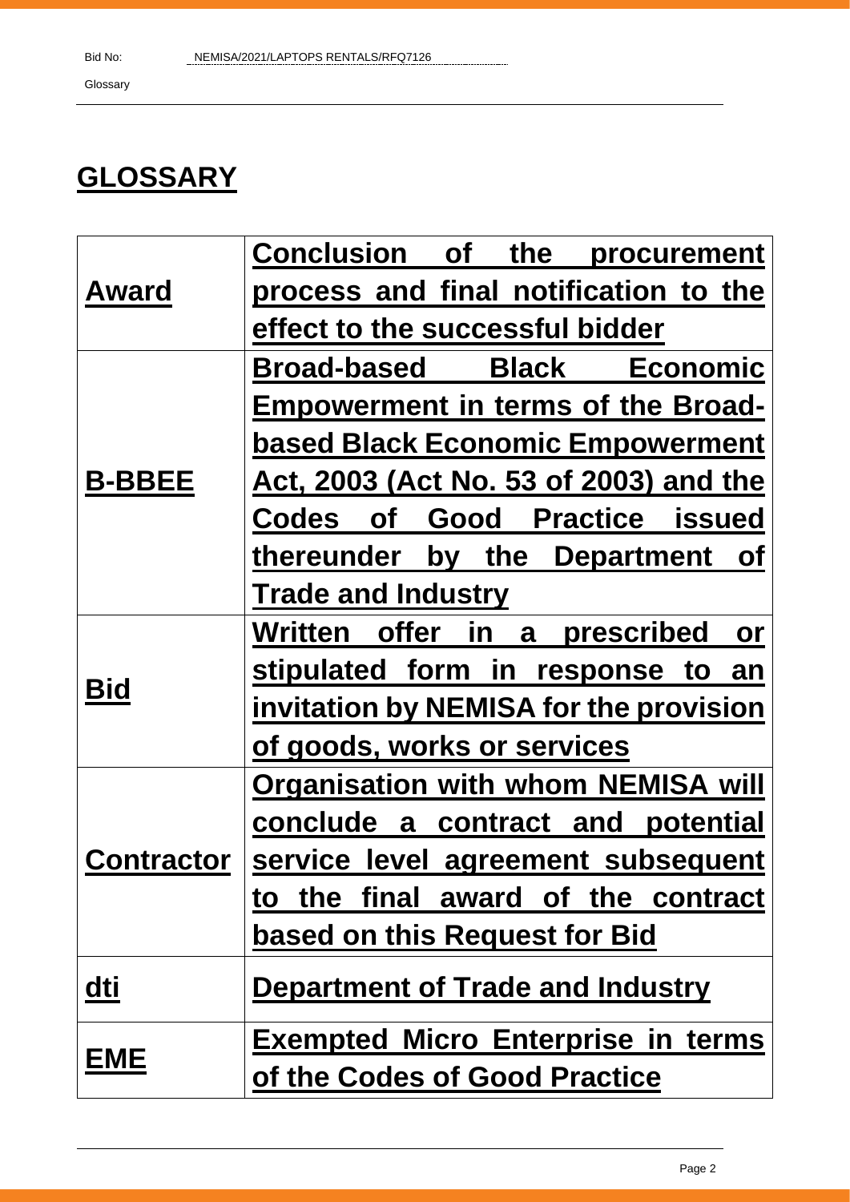# GLOSSARY

| | |
|---|---|
| **Award** | **Conclusion of the procurement process and final notification to the effect to the successful bidder** |
| **B-BBEE** | **Broad-based Black Economic Empowerment in terms of the Broad-based Black Economic Empowerment Act, 2003 (Act No. 53 of 2003) and the Codes of Good Practice issued thereunder by the Department of Trade and Industry** |
| **Bid** | **Written offer in a prescribed or stipulated form in response to an invitation by NEMISA for the provision of goods, works or services** |
| **Contractor** | **Organisation with whom NEMISA will conclude a contract and potential service level agreement subsequent to the final award of the contract based on this Request for Bid** |
| **dti** | **Department of Trade and Industry** |
| **EME** | **Exempted Micro Enterprise in terms of the Codes of Good Practice** |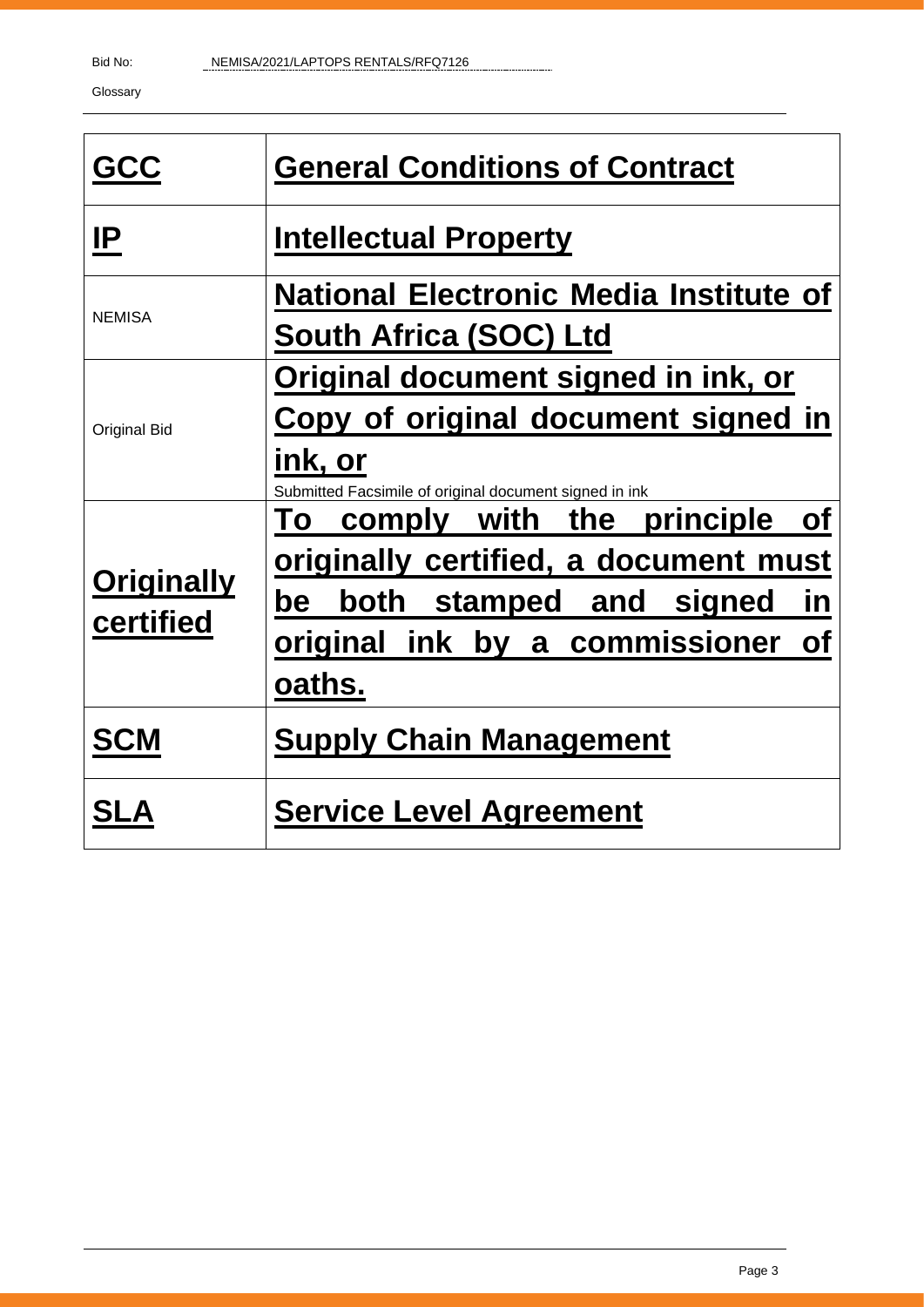Glossary

| | |
|---|---|
| **GCC** | **General Conditions of Contract** |
| **IP** | **Intellectual Property** |
| NEMISA | **National Electronic Media Institute of South Africa (SOC) Ltd** |
| Original Bid | **Original document signed in ink, or Copy of original document signed in ink, or** Submitted Facsimile of original document signed in ink |
| **Originally certified** | **To comply with the principle of originally certified, a document must be both stamped and signed in original ink by a commissioner of oaths.** |
| **SCM** | **Supply Chain Management** |
| **SLA** | **Service Level Agreement** |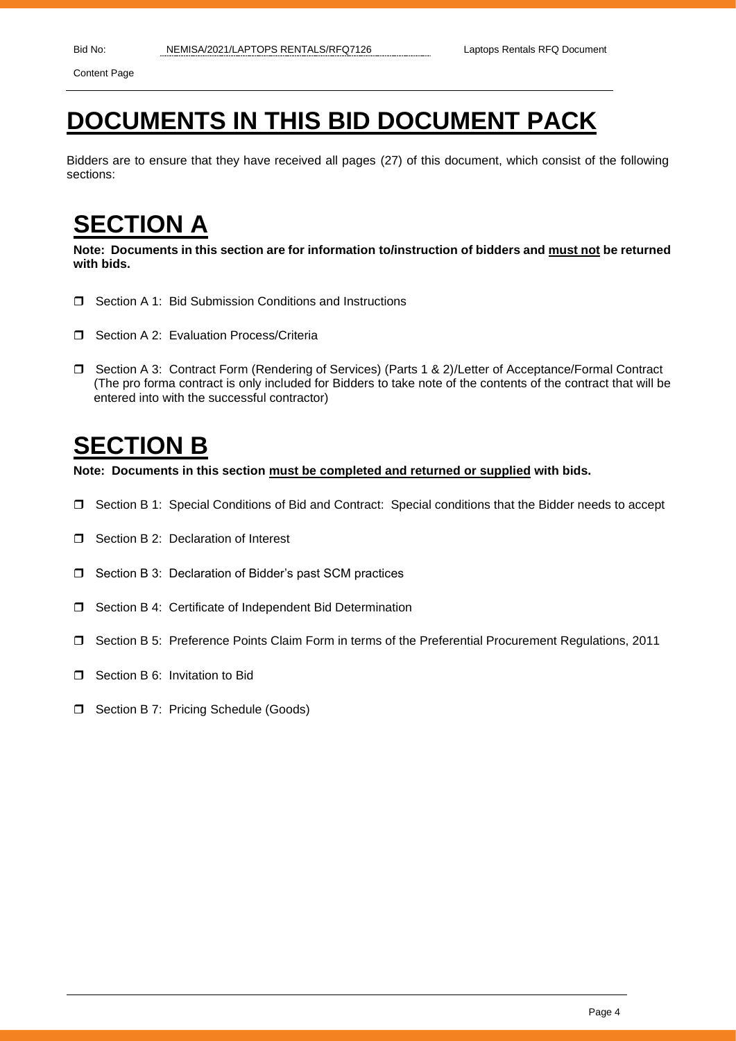# DOCUMENTS IN THIS BID DOCUMENT PACK

Bidders are to ensure that they have received all pages (27) of this document, which consist of the following sections:

# SECTION A

**Note: Documents in this section are for information to/instruction of bidders and <u>must not</u> be returned with bids.**

- ❒ Section A 1: Bid Submission Conditions and Instructions
- ❒ Section A 2: Evaluation Process/Criteria
- ❒ Section A 3: Contract Form (Rendering of Services) (Parts 1 & 2)/Letter of Acceptance/Formal Contract (The pro forma contract is only included for Bidders to take note of the contents of the contract that will be entered into with the successful contractor)

# SECTION B

**Note: Documents in this section <u>must be completed and returned or supplied</u> with bids.**

- ❒ Section B 1: Special Conditions of Bid and Contract: Special conditions that the Bidder needs to accept
- ❒ Section B 2: Declaration of Interest
- ❒ Section B 3: Declaration of Bidder's past SCM practices
- ❒ Section B 4: Certificate of Independent Bid Determination
- ❒ Section B 5: Preference Points Claim Form in terms of the Preferential Procurement Regulations, 2011
- ❒ Section B 6: Invitation to Bid
- ❒ Section B 7: Pricing Schedule (Goods)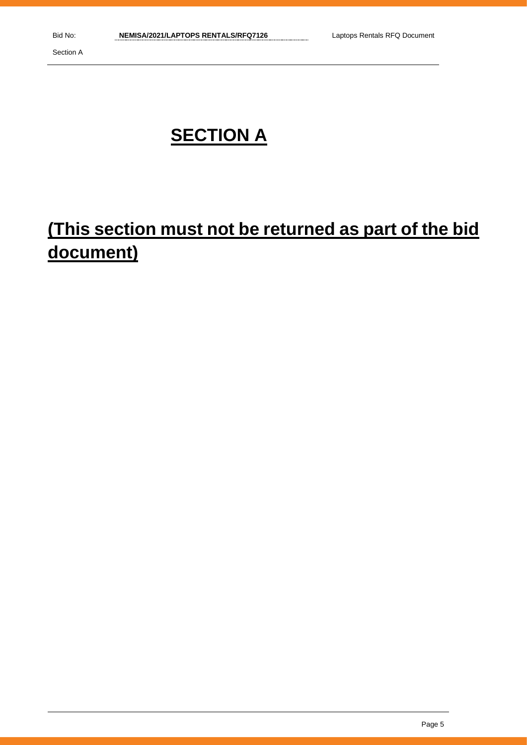# **SECTION A**

## **(This section must not be returned as part of the bid document)**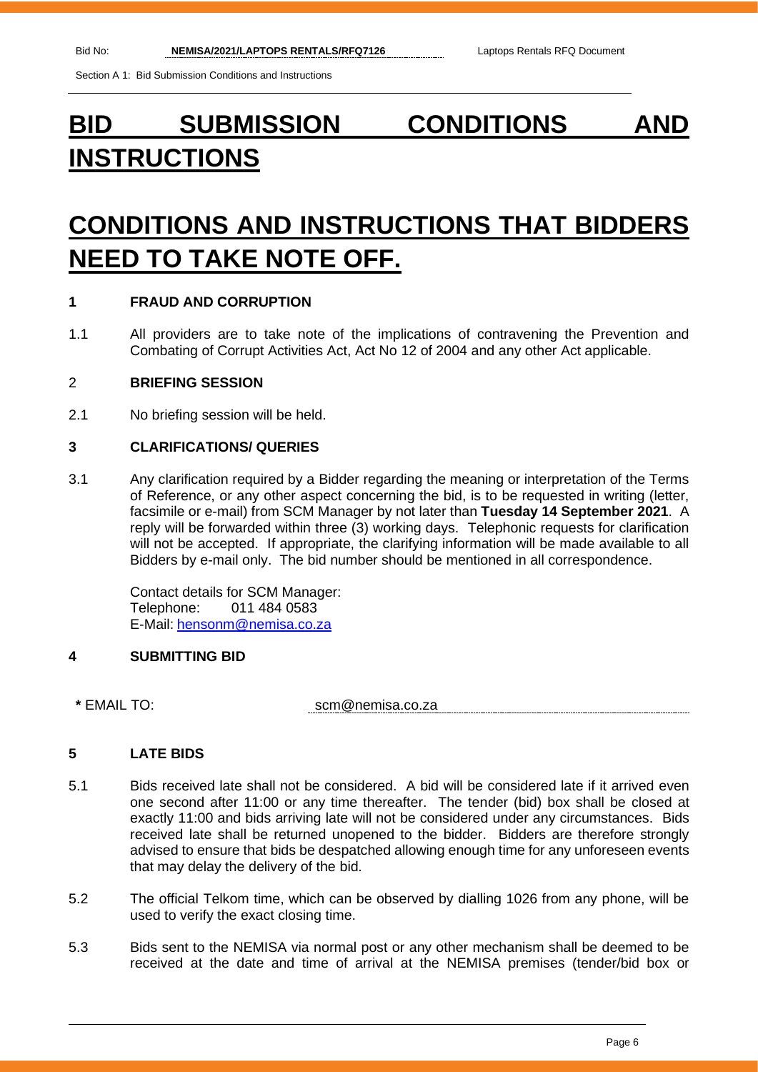# BID SUBMISSION CONDITIONS AND INSTRUCTIONS

# CONDITIONS AND INSTRUCTIONS THAT BIDDERS NEED TO TAKE NOTE OFF.

### 1 FRAUD AND CORRUPTION

1.1 All providers are to take note of the implications of contravening the Prevention and Combating of Corrupt Activities Act, Act No 12 of 2004 and any other Act applicable.

### 2 BRIEFING SESSION

2.1 No briefing session will be held.

### 3 CLARIFICATIONS/ QUERIES

3.1 Any clarification required by a Bidder regarding the meaning or interpretation of the Terms of Reference, or any other aspect concerning the bid, is to be requested in writing (letter, facsimile or e-mail) from SCM Manager by not later than **Tuesday 14 September 2021**. A reply will be forwarded within three (3) working days. Telephonic requests for clarification will not be accepted. If appropriate, the clarifying information will be made available to all Bidders by e-mail only. The bid number should be mentioned in all correspondence.

Contact details for SCM Manager:
Telephone: 011 484 0583
E-Mail: hensonm@nemisa.co.za

### 4 SUBMITTING BID

**\*** EMAIL TO: scm@nemisa.co.za

### 5 LATE BIDS

5.1 Bids received late shall not be considered. A bid will be considered late if it arrived even one second after 11:00 or any time thereafter. The tender (bid) box shall be closed at exactly 11:00 and bids arriving late will not be considered under any circumstances. Bids received late shall be returned unopened to the bidder. Bidders are therefore strongly advised to ensure that bids be despatched allowing enough time for any unforeseen events that may delay the delivery of the bid.

5.2 The official Telkom time, which can be observed by dialling 1026 from any phone, will be used to verify the exact closing time.

5.3 Bids sent to the NEMISA via normal post or any other mechanism shall be deemed to be received at the date and time of arrival at the NEMISA premises (tender/bid box or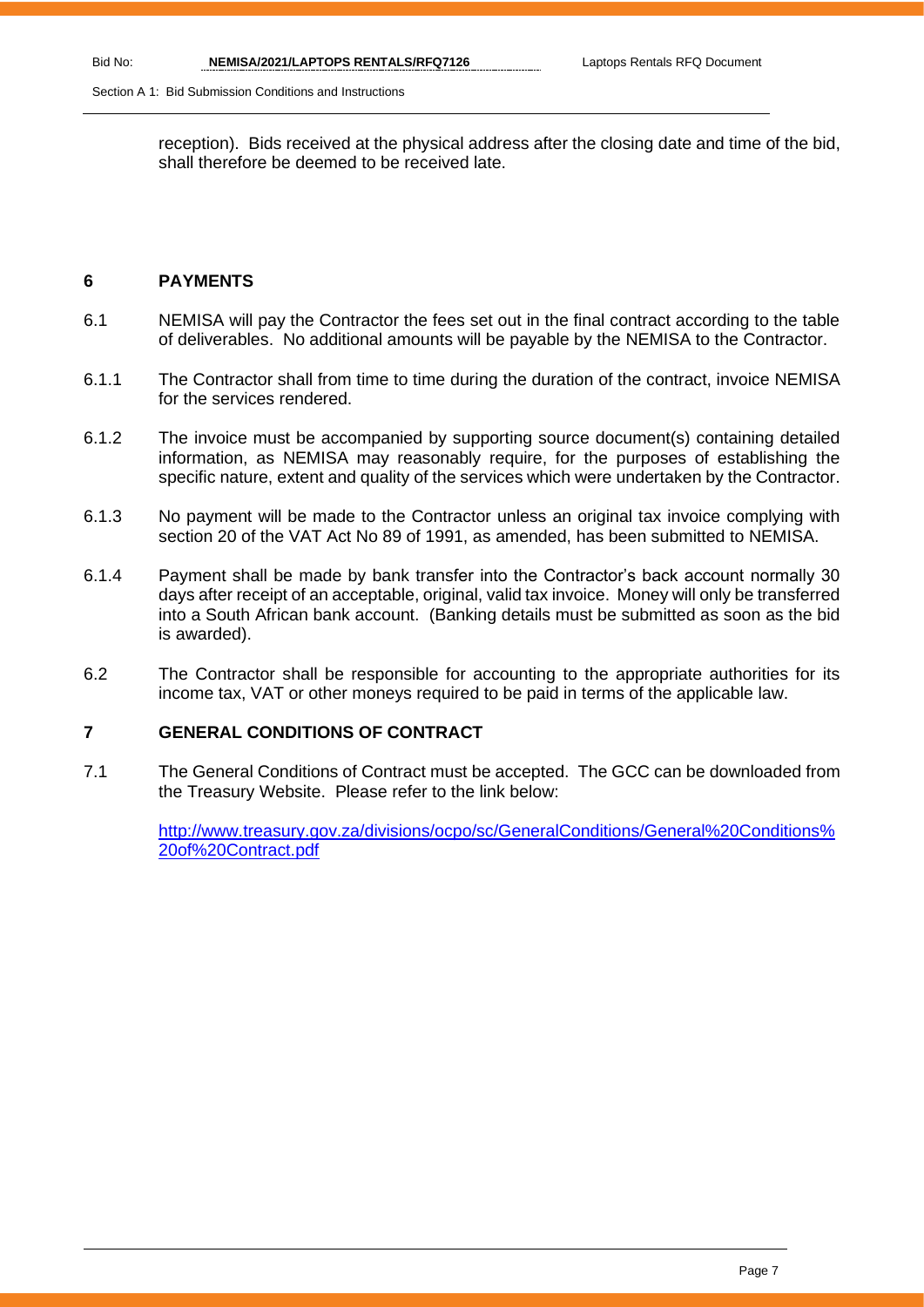reception). Bids received at the physical address after the closing date and time of the bid, shall therefore be deemed to be received late.

## 6 PAYMENTS

6.1 NEMISA will pay the Contractor the fees set out in the final contract according to the table of deliverables. No additional amounts will be payable by the NEMISA to the Contractor.

6.1.1 The Contractor shall from time to time during the duration of the contract, invoice NEMISA for the services rendered.

6.1.2 The invoice must be accompanied by supporting source document(s) containing detailed information, as NEMISA may reasonably require, for the purposes of establishing the specific nature, extent and quality of the services which were undertaken by the Contractor.

6.1.3 No payment will be made to the Contractor unless an original tax invoice complying with section 20 of the VAT Act No 89 of 1991, as amended, has been submitted to NEMISA.

6.1.4 Payment shall be made by bank transfer into the Contractor's back account normally 30 days after receipt of an acceptable, original, valid tax invoice. Money will only be transferred into a South African bank account. (Banking details must be submitted as soon as the bid is awarded).

6.2 The Contractor shall be responsible for accounting to the appropriate authorities for its income tax, VAT or other moneys required to be paid in terms of the applicable law.

## 7 GENERAL CONDITIONS OF CONTRACT

7.1 The General Conditions of Contract must be accepted. The GCC can be downloaded from the Treasury Website. Please refer to the link below:

http://www.treasury.gov.za/divisions/ocpo/sc/GeneralConditions/General%20Conditions%20of%20Contract.pdf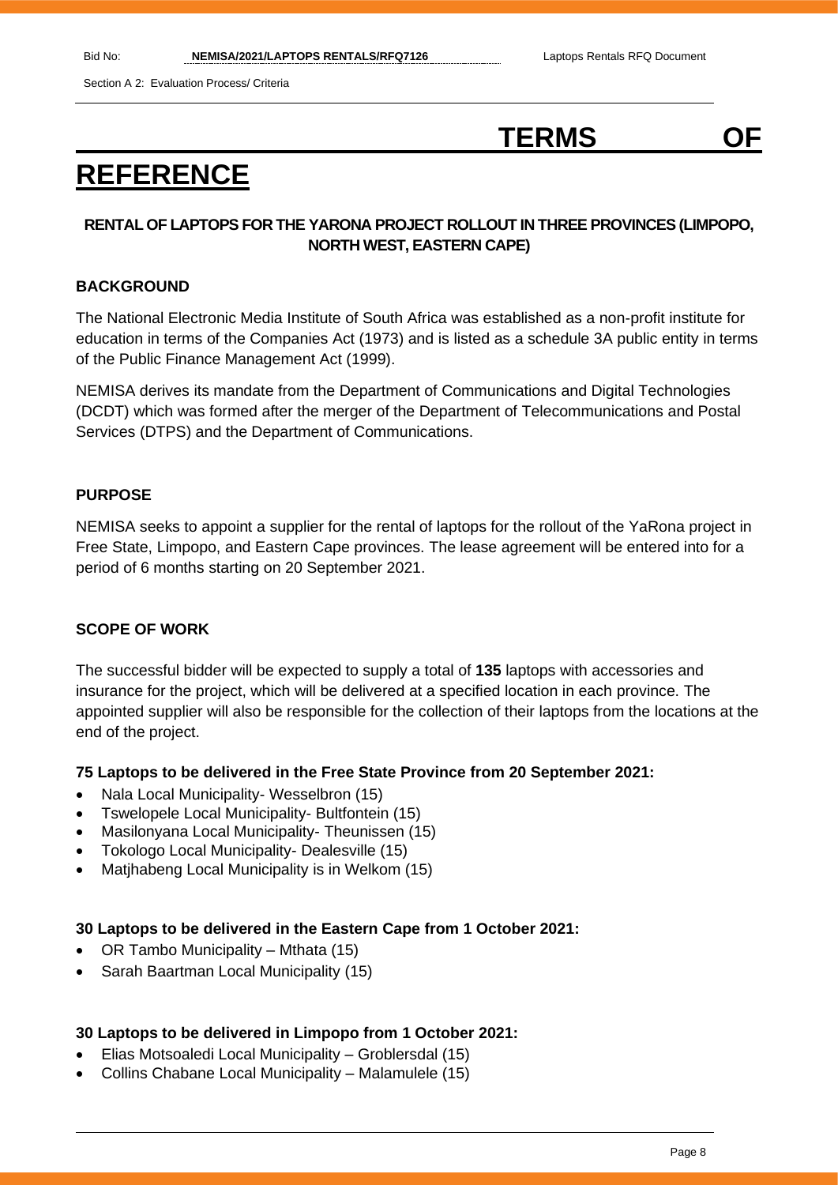# TERMS OF REFERENCE

**RENTAL OF LAPTOPS FOR THE YARONA PROJECT ROLLOUT IN THREE PROVINCES (LIMPOPO, NORTH WEST, EASTERN CAPE)**

## BACKGROUND

The National Electronic Media Institute of South Africa was established as a non-profit institute for education in terms of the Companies Act (1973) and is listed as a schedule 3A public entity in terms of the Public Finance Management Act (1999).

NEMISA derives its mandate from the Department of Communications and Digital Technologies (DCDT) which was formed after the merger of the Department of Telecommunications and Postal Services (DTPS) and the Department of Communications.

## PURPOSE

NEMISA seeks to appoint a supplier for the rental of laptops for the rollout of the YaRona project in Free State, Limpopo, and Eastern Cape provinces. The lease agreement will be entered into for a period of 6 months starting on 20 September 2021.

## SCOPE OF WORK

The successful bidder will be expected to supply a total of **135** laptops with accessories and insurance for the project, which will be delivered at a specified location in each province. The appointed supplier will also be responsible for the collection of their laptops from the locations at the end of the project.

### 75 Laptops to be delivered in the Free State Province from 20 September 2021:

- Nala Local Municipality- Wesselbron (15)
- Tswelopele Local Municipality- Bultfontein (15)
- Masilonyana Local Municipality- Theunissen (15)
- Tokologo Local Municipality- Dealesville (15)
- Matjhabeng Local Municipality is in Welkom (15)

### 30 Laptops to be delivered in the Eastern Cape from 1 October 2021:

- OR Tambo Municipality – Mthata (15)
- Sarah Baartman Local Municipality (15)

### 30 Laptops to be delivered in Limpopo from 1 October 2021:

- Elias Motsoaledi Local Municipality – Groblersdal (15)
- Collins Chabane Local Municipality – Malamulele (15)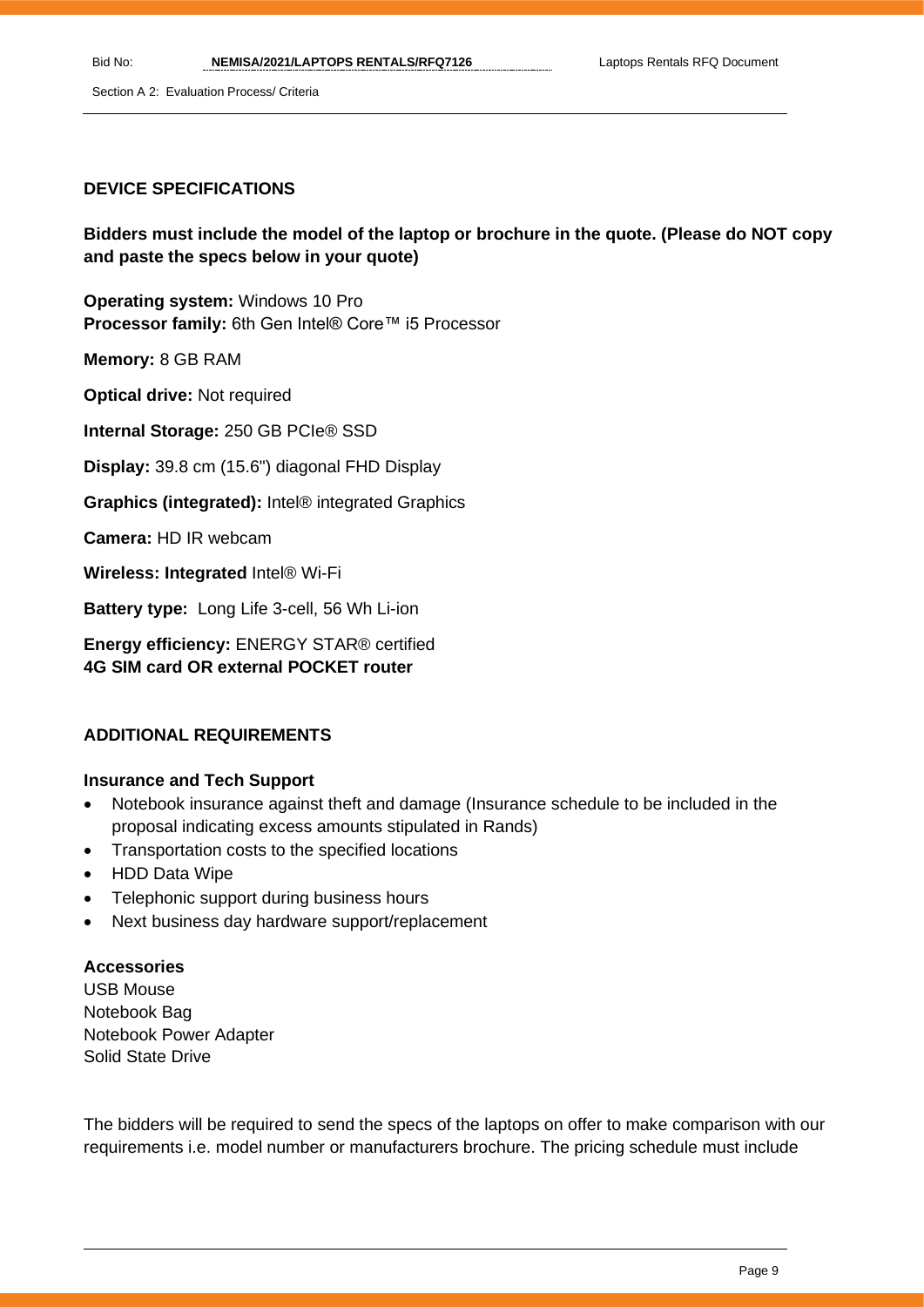## DEVICE SPECIFICATIONS

**Bidders must include the model of the laptop or brochure in the quote. (Please do NOT copy and paste the specs below in your quote)**

**Operating system:** Windows 10 Pro
**Processor family:** 6th Gen Intel® Core™ i5 Processor

**Memory:** 8 GB RAM

**Optical drive:** Not required

**Internal Storage:** 250 GB PCIe® SSD

**Display:** 39.8 cm (15.6") diagonal FHD Display

**Graphics (integrated):** Intel® integrated Graphics

**Camera:** HD IR webcam

**Wireless: Integrated** Intel® Wi-Fi

**Battery type:** Long Life 3-cell, 56 Wh Li-ion

**Energy efficiency:** ENERGY STAR® certified
**4G SIM card OR external POCKET router**

## ADDITIONAL REQUIREMENTS

**Insurance and Tech Support**

- Notebook insurance against theft and damage (Insurance schedule to be included in the proposal indicating excess amounts stipulated in Rands)
- Transportation costs to the specified locations
- HDD Data Wipe
- Telephonic support during business hours
- Next business day hardware support/replacement

**Accessories**
USB Mouse
Notebook Bag
Notebook Power Adapter
Solid State Drive

The bidders will be required to send the specs of the laptops on offer to make comparison with our requirements i.e. model number or manufacturers brochure. The pricing schedule must include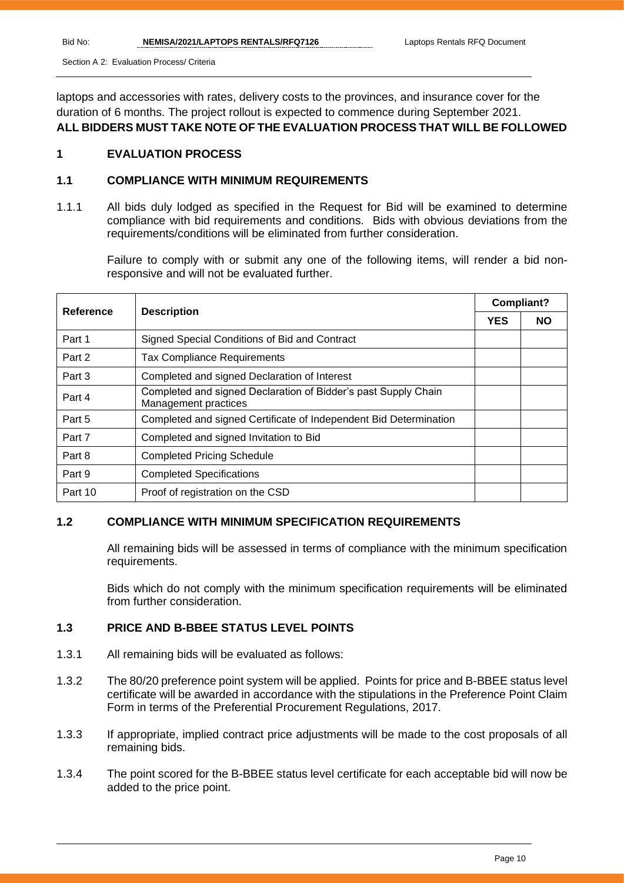laptops and accessories with rates, delivery costs to the provinces, and insurance cover for the duration of 6 months. The project rollout is expected to commence during September 2021.

**ALL BIDDERS MUST TAKE NOTE OF THE EVALUATION PROCESS THAT WILL BE FOLLOWED**

## 1 EVALUATION PROCESS

### 1.1 COMPLIANCE WITH MINIMUM REQUIREMENTS

1.1.1 All bids duly lodged as specified in the Request for Bid will be examined to determine compliance with bid requirements and conditions. Bids with obvious deviations from the requirements/conditions will be eliminated from further consideration.

Failure to comply with or submit any one of the following items, will render a bid non-responsive and will not be evaluated further.

| Reference | Description | Compliant? | |
|---|---|---|---|
| | | YES | NO |
| Part 1 | Signed Special Conditions of Bid and Contract | | |
| Part 2 | Tax Compliance Requirements | | |
| Part 3 | Completed and signed Declaration of Interest | | |
| Part 4 | Completed and signed Declaration of Bidder's past Supply Chain Management practices | | |
| Part 5 | Completed and signed Certificate of Independent Bid Determination | | |
| Part 7 | Completed and signed Invitation to Bid | | |
| Part 8 | Completed Pricing Schedule | | |
| Part 9 | Completed Specifications | | |
| Part 10 | Proof of registration on the CSD | | |

### 1.2 COMPLIANCE WITH MINIMUM SPECIFICATION REQUIREMENTS

All remaining bids will be assessed in terms of compliance with the minimum specification requirements.

Bids which do not comply with the minimum specification requirements will be eliminated from further consideration.

### 1.3 PRICE AND B-BBEE STATUS LEVEL POINTS

1.3.1 All remaining bids will be evaluated as follows:

1.3.2 The 80/20 preference point system will be applied. Points for price and B-BBEE status level certificate will be awarded in accordance with the stipulations in the Preference Point Claim Form in terms of the Preferential Procurement Regulations, 2017.

1.3.3 If appropriate, implied contract price adjustments will be made to the cost proposals of all remaining bids.

1.3.4 The point scored for the B-BBEE status level certificate for each acceptable bid will now be added to the price point.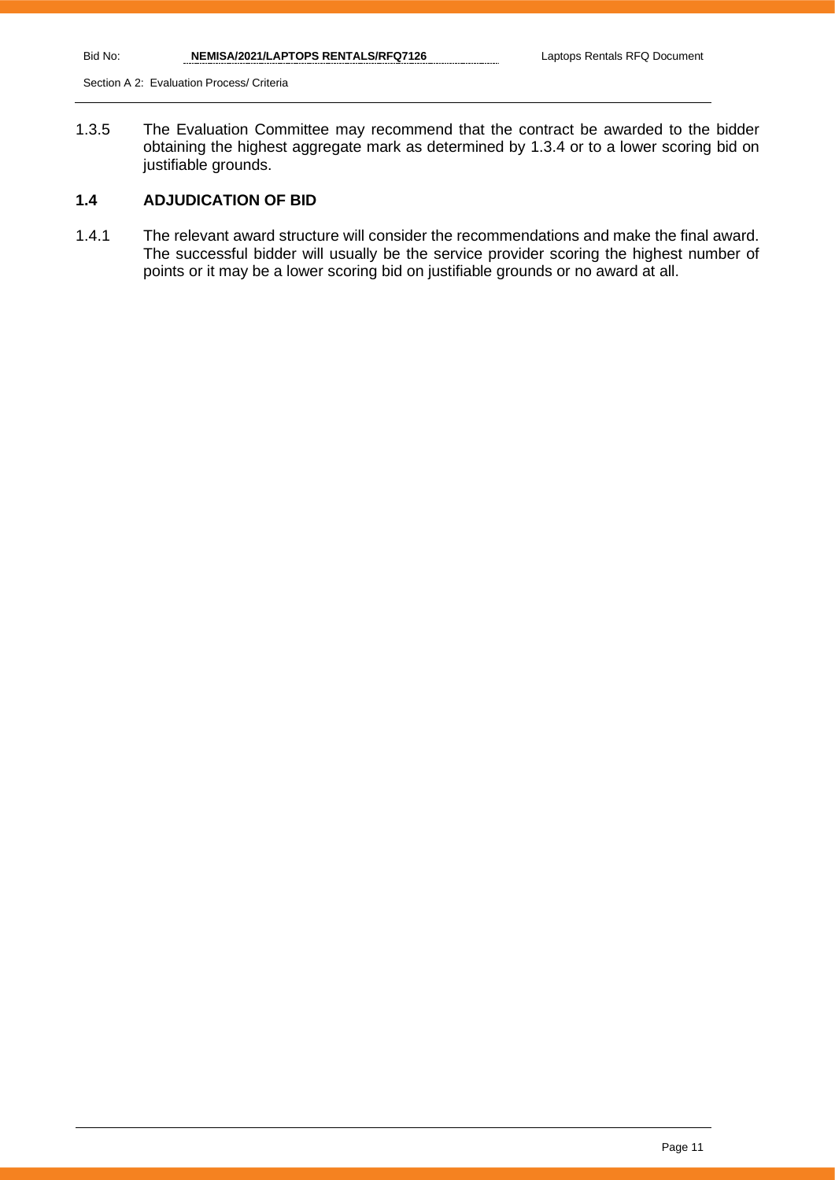1.3.5 The Evaluation Committee may recommend that the contract be awarded to the bidder obtaining the highest aggregate mark as determined by 1.3.4 or to a lower scoring bid on justifiable grounds.

### 1.4 ADJUDICATION OF BID

1.4.1 The relevant award structure will consider the recommendations and make the final award. The successful bidder will usually be the service provider scoring the highest number of points or it may be a lower scoring bid on justifiable grounds or no award at all.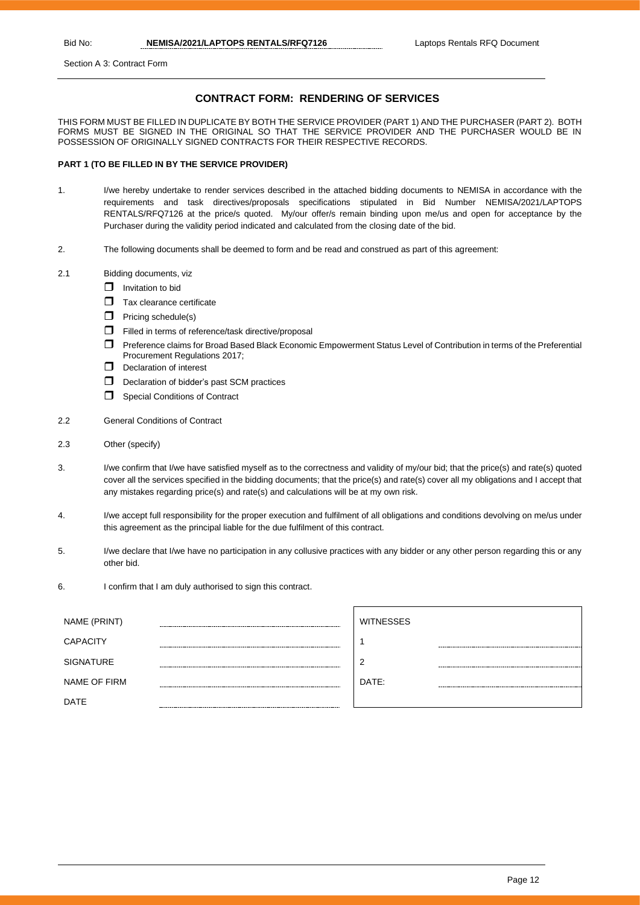Section A 3: Contract Form

## CONTRACT FORM: RENDERING OF SERVICES

THIS FORM MUST BE FILLED IN DUPLICATE BY BOTH THE SERVICE PROVIDER (PART 1) AND THE PURCHASER (PART 2). BOTH FORMS MUST BE SIGNED IN THE ORIGINAL SO THAT THE SERVICE PROVIDER AND THE PURCHASER WOULD BE IN POSSESSION OF ORIGINALLY SIGNED CONTRACTS FOR THEIR RESPECTIVE RECORDS.

**PART 1 (TO BE FILLED IN BY THE SERVICE PROVIDER)**

1. I/we hereby undertake to render services described in the attached bidding documents to NEMISA in accordance with the requirements and task directives/proposals specifications stipulated in Bid Number NEMISA/2021/LAPTOPS RENTALS/RFQ7126 at the price/s quoted. My/our offer/s remain binding upon me/us and open for acceptance by the Purchaser during the validity period indicated and calculated from the closing date of the bid.

2. The following documents shall be deemed to form and be read and construed as part of this agreement:

2.1 Bidding documents, viz
- ☐ Invitation to bid
- ☐ Tax clearance certificate
- ☐ Pricing schedule(s)
- ☐ Filled in terms of reference/task directive/proposal
- ☐ Preference claims for Broad Based Black Economic Empowerment Status Level of Contribution in terms of the Preferential Procurement Regulations 2017;
- ☐ Declaration of interest
- ☐ Declaration of bidder's past SCM practices
- ☐ Special Conditions of Contract

2.2 General Conditions of Contract

2.3 Other (specify)

3. I/we confirm that I/we have satisfied myself as to the correctness and validity of my/our bid; that the price(s) and rate(s) quoted cover all the services specified in the bidding documents; that the price(s) and rate(s) cover all my obligations and I accept that any mistakes regarding price(s) and rate(s) and calculations will be at my own risk.

4. I/we accept full responsibility for the proper execution and fulfilment of all obligations and conditions devolving on me/us under this agreement as the principal liable for the due fulfilment of this contract.

5. I/we declare that I/we have no participation in any collusive practices with any bidder or any other person regarding this or any other bid.

6. I confirm that I am duly authorised to sign this contract.

| | | | |
|---|---|---|---|
| NAME (PRINT) | ............................ | WITNESSES | |
| CAPACITY | ............................ | 1 | ............................ |
| SIGNATURE | ............................ | 2 | ............................ |
| NAME OF FIRM | ............................ | DATE: | ............................ |
| DATE | ............................ | | |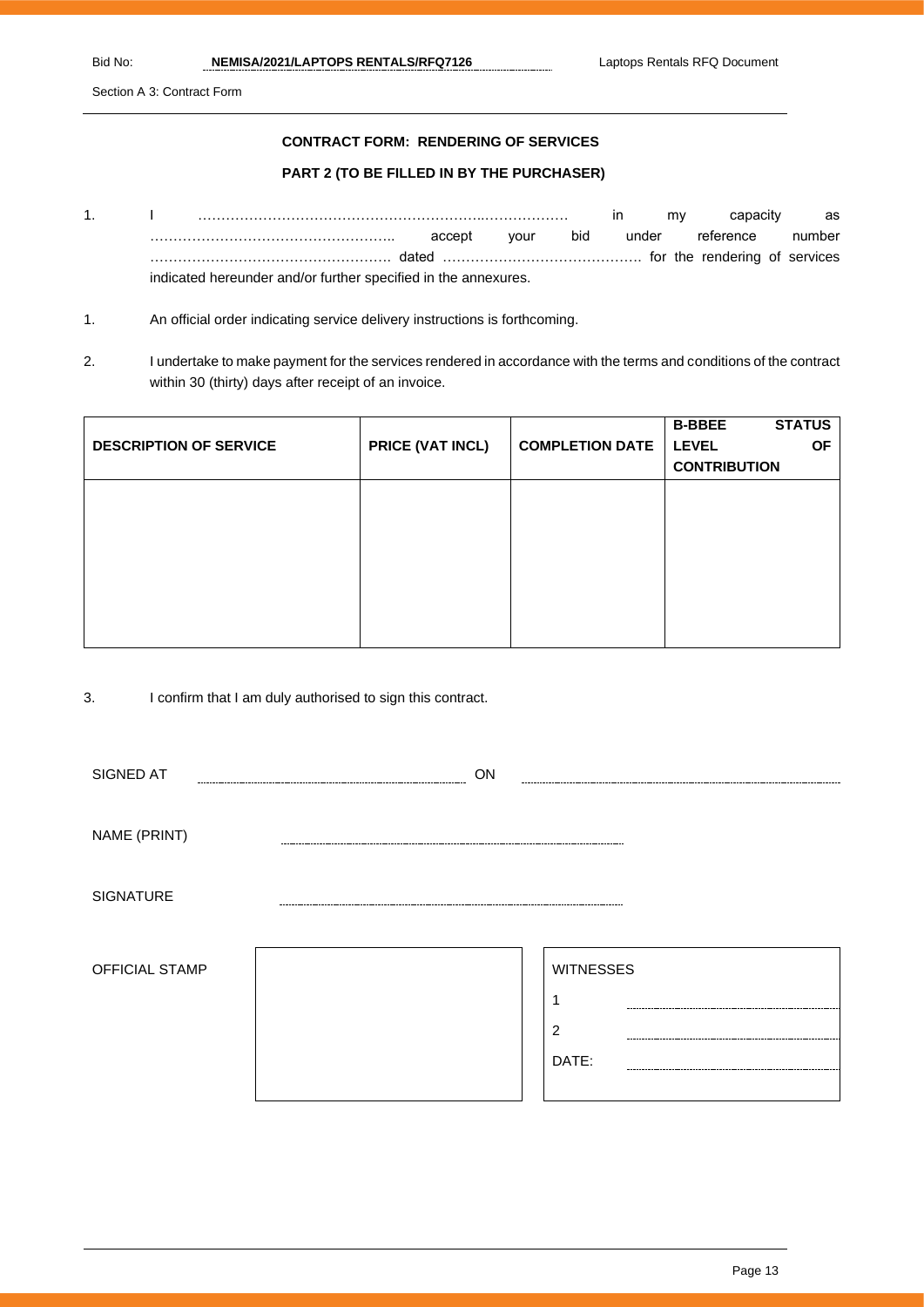Section A 3: Contract Form

**CONTRACT FORM: RENDERING OF SERVICES**

**PART 2 (TO BE FILLED IN BY THE PURCHASER)**

1. I ………………………………………………………..……………… in my capacity as …………………………………………….. accept your bid under reference number ……………………………………………. dated ……………………………………. for the rendering of services indicated hereunder and/or further specified in the annexures.

1. An official order indicating service delivery instructions is forthcoming.

2. I undertake to make payment for the services rendered in accordance with the terms and conditions of the contract within 30 (thirty) days after receipt of an invoice.

| DESCRIPTION OF SERVICE | PRICE (VAT INCL) | COMPLETION DATE | B-BBEE STATUS LEVEL OF CONTRIBUTION |
|---|---|---|---|
| | | | |

3. I confirm that I am duly authorised to sign this contract.

SIGNED AT ........................................ ON ........................................

NAME (PRINT) ........................................

SIGNATURE ........................................

OFFICIAL STAMP

WITNESSES

1 ........................................

2 ........................................

DATE: ........................................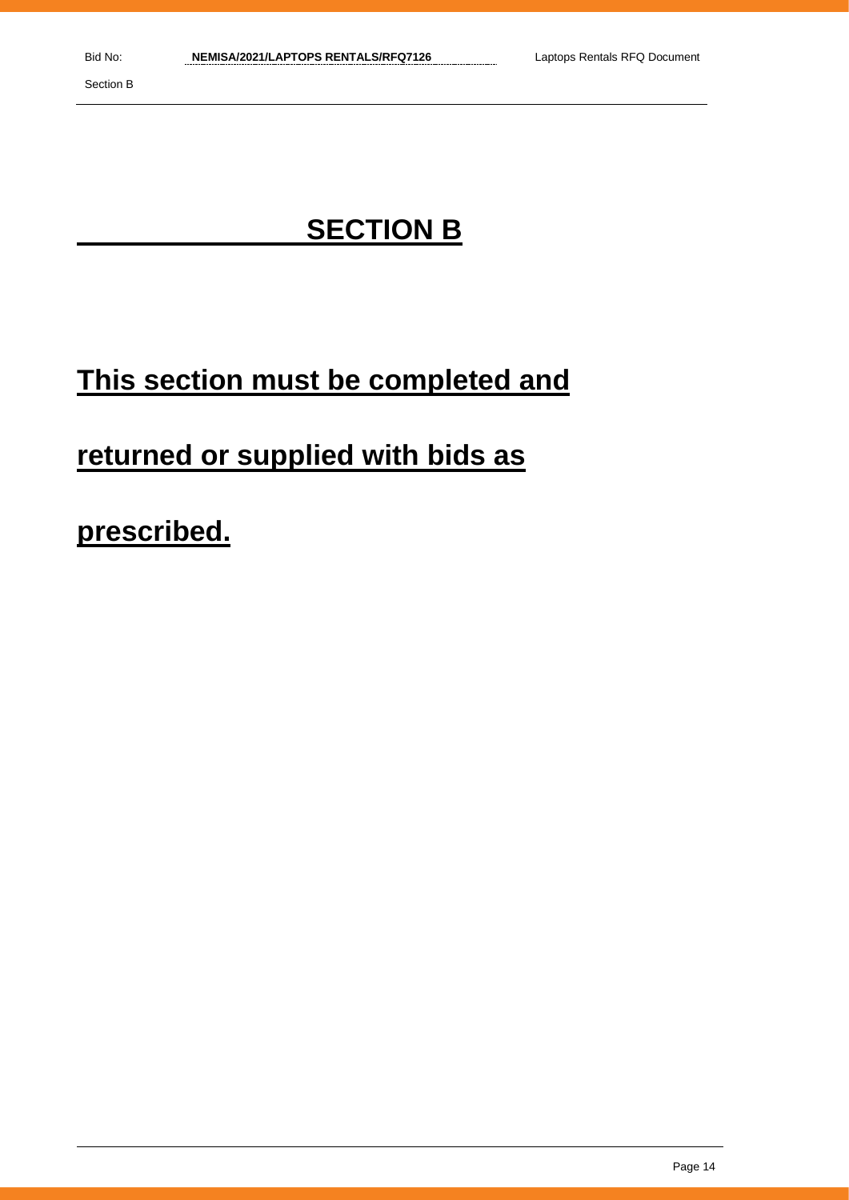# SECTION B

**This section must be completed and returned or supplied with bids as prescribed.**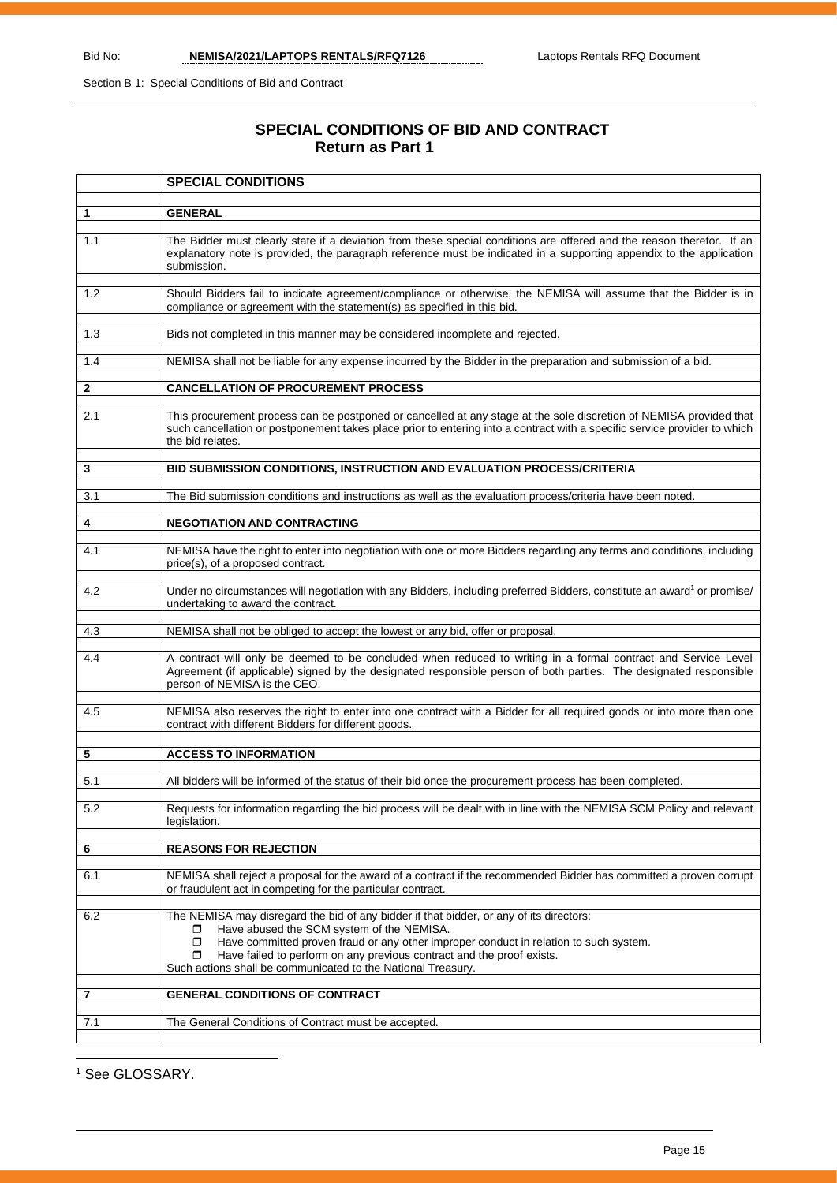Section B 1: Special Conditions of Bid and Contract

# SPECIAL CONDITIONS OF BID AND CONTRACT

## Return as Part 1

| | **SPECIAL CONDITIONS** |
|---|---|
| **1** | **GENERAL** |
| 1.1 | The Bidder must clearly state if a deviation from these special conditions are offered and the reason therefor. If an explanatory note is provided, the paragraph reference must be indicated in a supporting appendix to the application submission. |
| 1.2 | Should Bidders fail to indicate agreement/compliance or otherwise, the NEMISA will assume that the Bidder is in compliance or agreement with the statement(s) as specified in this bid. |
| 1.3 | Bids not completed in this manner may be considered incomplete and rejected. |
| 1.4 | NEMISA shall not be liable for any expense incurred by the Bidder in the preparation and submission of a bid. |
| **2** | **CANCELLATION OF PROCUREMENT PROCESS** |
| 2.1 | This procurement process can be postponed or cancelled at any stage at the sole discretion of NEMISA provided that such cancellation or postponement takes place prior to entering into a contract with a specific service provider to which the bid relates. |
| **3** | **BID SUBMISSION CONDITIONS, INSTRUCTION AND EVALUATION PROCESS/CRITERIA** |
| 3.1 | The Bid submission conditions and instructions as well as the evaluation process/criteria have been noted. |
| **4** | **NEGOTIATION AND CONTRACTING** |
| 4.1 | NEMISA have the right to enter into negotiation with one or more Bidders regarding any terms and conditions, including price(s), of a proposed contract. |
| 4.2 | Under no circumstances will negotiation with any Bidders, including preferred Bidders, constitute an award[1] or promise/ undertaking to award the contract. |
| 4.3 | NEMISA shall not be obliged to accept the lowest or any bid, offer or proposal. |
| 4.4 | A contract will only be deemed to be concluded when reduced to writing in a formal contract and Service Level Agreement (if applicable) signed by the designated responsible person of both parties. The designated responsible person of NEMISA is the CEO. |
| 4.5 | NEMISA also reserves the right to enter into one contract with a Bidder for all required goods or into more than one contract with different Bidders for different goods. |
| **5** | **ACCESS TO INFORMATION** |
| 5.1 | All bidders will be informed of the status of their bid once the procurement process has been completed. |
| 5.2 | Requests for information regarding the bid process will be dealt with in line with the NEMISA SCM Policy and relevant legislation. |
| **6** | **REASONS FOR REJECTION** |
| 6.1 | NEMISA shall reject a proposal for the award of a contract if the recommended Bidder has committed a proven corrupt or fraudulent act in competing for the particular contract. |
| 6.2 | The NEMISA may disregard the bid of any bidder if that bidder, or any of its directors: ❒ Have abused the SCM system of the NEMISA. ❒ Have committed proven fraud or any other improper conduct in relation to such system. ❒ Have failed to perform on any previous contract and the proof exists. Such actions shall be communicated to the National Treasury. |
| **7** | **GENERAL CONDITIONS OF CONTRACT** |
| 7.1 | The General Conditions of Contract must be accepted. |

[1] See GLOSSARY.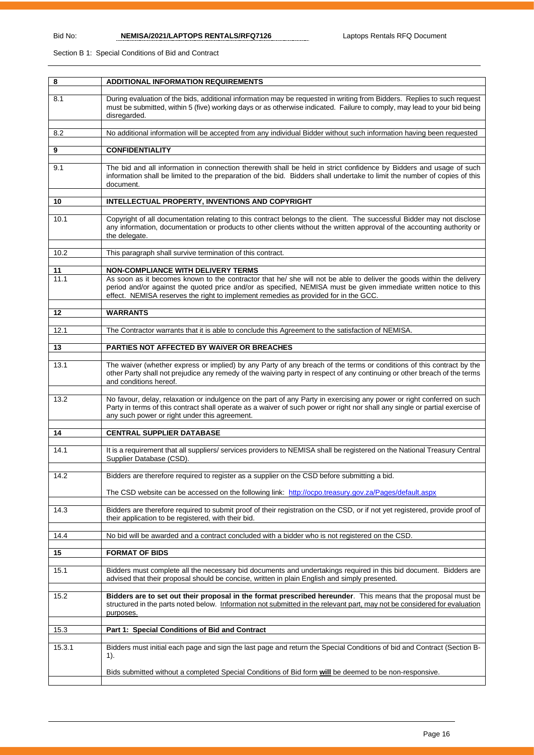Section B 1: Special Conditions of Bid and Contract

| | |
|---|---|
| **8** | **ADDITIONAL INFORMATION REQUIREMENTS** |
| 8.1 | During evaluation of the bids, additional information may be requested in writing from Bidders. Replies to such request must be submitted, within 5 (five) working days or as otherwise indicated. Failure to comply, may lead to your bid being disregarded. |
| 8.2 | No additional information will be accepted from any individual Bidder without such information having been requested |
| **9** | **CONFIDENTIALITY** |
| 9.1 | The bid and all information in connection therewith shall be held in strict confidence by Bidders and usage of such information shall be limited to the preparation of the bid. Bidders shall undertake to limit the number of copies of this document. |
| **10** | **INTELLECTUAL PROPERTY, INVENTIONS AND COPYRIGHT** |
| 10.1 | Copyright of all documentation relating to this contract belongs to the client. The successful Bidder may not disclose any information, documentation or products to other clients without the written approval of the accounting authority or the delegate. |
| 10.2 | This paragraph shall survive termination of this contract. |
| **11** | **NON-COMPLIANCE WITH DELIVERY TERMS** |
| 11.1 | As soon as it becomes known to the contractor that he/ she will not be able to deliver the goods within the delivery period and/or against the quoted price and/or as specified, NEMISA must be given immediate written notice to this effect. NEMISA reserves the right to implement remedies as provided for in the GCC. |
| **12** | **WARRANTS** |
| 12.1 | The Contractor warrants that it is able to conclude this Agreement to the satisfaction of NEMISA. |
| **13** | **PARTIES NOT AFFECTED BY WAIVER OR BREACHES** |
| 13.1 | The waiver (whether express or implied) by any Party of any breach of the terms or conditions of this contract by the other Party shall not prejudice any remedy of the waiving party in respect of any continuing or other breach of the terms and conditions hereof. |
| 13.2 | No favour, delay, relaxation or indulgence on the part of any Party in exercising any power or right conferred on such Party in terms of this contract shall operate as a waiver of such power or right nor shall any single or partial exercise of any such power or right under this agreement. |
| **14** | **CENTRAL SUPPLIER DATABASE** |
| 14.1 | It is a requirement that all suppliers/ services providers to NEMISA shall be registered on the National Treasury Central Supplier Database (CSD). |
| 14.2 | Bidders are therefore required to register as a supplier on the CSD before submitting a bid.<br><br>The CSD website can be accessed on the following link: http://ocpo.treasury.gov.za/Pages/default.aspx |
| 14.3 | Bidders are therefore required to submit proof of their registration on the CSD, or if not yet registered, provide proof of their application to be registered, with their bid. |
| 14.4 | No bid will be awarded and a contract concluded with a bidder who is not registered on the CSD. |
| **15** | **FORMAT OF BIDS** |
| 15.1 | Bidders must complete all the necessary bid documents and undertakings required in this bid document. Bidders are advised that their proposal should be concise, written in plain English and simply presented. |
| 15.2 | **Bidders are to set out their proposal in the format prescribed hereunder**. This means that the proposal must be structured in the parts noted below. Information not submitted in the relevant part, may not be considered for evaluation purposes. |
| 15.3 | **Part 1: Special Conditions of Bid and Contract** |
| 15.3.1 | Bidders must initial each page and sign the last page and return the Special Conditions of bid and Contract (Section B-1).<br><br>Bids submitted without a completed Special Conditions of Bid form **will** be deemed to be non-responsive. |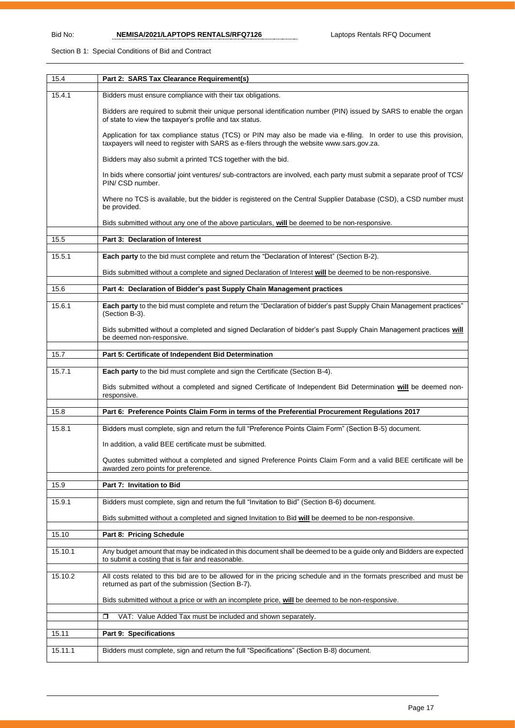Section B 1: Special Conditions of Bid and Contract

| | |
|---|---|
| 15.4 | **Part 2: SARS Tax Clearance Requirement(s)** |
| 15.4.1 | Bidders must ensure compliance with their tax obligations.<br><br>Bidders are required to submit their unique personal identification number (PIN) issued by SARS to enable the organ of state to view the taxpayer's profile and tax status.<br><br>Application for tax compliance status (TCS) or PIN may also be made via e-filing. In order to use this provision, taxpayers will need to register with SARS as e-filers through the website www.sars.gov.za.<br><br>Bidders may also submit a printed TCS together with the bid.<br><br>In bids where consortia/ joint ventures/ sub-contractors are involved, each party must submit a separate proof of TCS/ PIN/ CSD number.<br><br>Where no TCS is available, but the bidder is registered on the Central Supplier Database (CSD), a CSD number must be provided.<br><br>Bids submitted without any one of the above particulars, **will** be deemed to be non-responsive. |
| 15.5 | **Part 3: Declaration of Interest** |
| 15.5.1 | **Each party** to the bid must complete and return the "Declaration of Interest" (Section B-2).<br><br>Bids submitted without a complete and signed Declaration of Interest **will** be deemed to be non-responsive. |
| 15.6 | **Part 4: Declaration of Bidder's past Supply Chain Management practices** |
| 15.6.1 | **Each party** to the bid must complete and return the "Declaration of bidder's past Supply Chain Management practices" (Section B-3).<br><br>Bids submitted without a completed and signed Declaration of bidder's past Supply Chain Management practices **will** be deemed non-responsive. |
| 15.7 | **Part 5: Certificate of Independent Bid Determination** |
| 15.7.1 | **Each party** to the bid must complete and sign the Certificate (Section B-4).<br><br>Bids submitted without a completed and signed Certificate of Independent Bid Determination **will** be deemed non-responsive. |
| 15.8 | **Part 6: Preference Points Claim Form in terms of the Preferential Procurement Regulations 2017** |
| 15.8.1 | Bidders must complete, sign and return the full "Preference Points Claim Form" (Section B-5) document.<br><br>In addition, a valid BEE certificate must be submitted.<br><br>Quotes submitted without a completed and signed Preference Points Claim Form and a valid BEE certificate will be awarded zero points for preference. |
| 15.9 | **Part 7: Invitation to Bid** |
| 15.9.1 | Bidders must complete, sign and return the full "Invitation to Bid" (Section B-6) document.<br><br>Bids submitted without a completed and signed Invitation to Bid **will** be deemed to be non-responsive. |
| 15.10 | **Part 8: Pricing Schedule** |
| 15.10.1 | Any budget amount that may be indicated in this document shall be deemed to be a guide only and Bidders are expected to submit a costing that is fair and reasonable. |
| 15.10.2 | All costs related to this bid are to be allowed for in the pricing schedule and in the formats prescribed and must be returned as part of the submission (Section B-7).<br><br>Bids submitted without a price or with an incomplete price, **will** be deemed to be non-responsive. |
| | ☐ VAT: Value Added Tax must be included and shown separately. |
| 15.11 | **Part 9: Specifications** |
| 15.11.1 | Bidders must complete, sign and return the full "Specifications" (Section B-8) document. |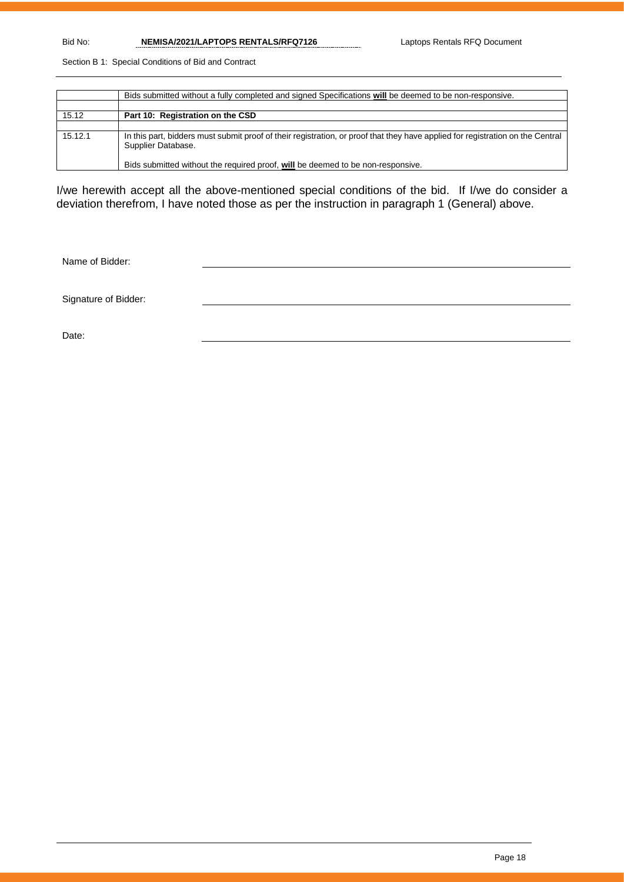| | |
|---|---|
| | Bids submitted without a fully completed and signed Specifications **will** be deemed to be non-responsive. |
| | |
| 15.12 | **Part 10: Registration on the CSD** |
| | |
| 15.12.1 | In this part, bidders must submit proof of their registration, or proof that they have applied for registration on the Central Supplier Database.<br><br>Bids submitted without the required proof, **will** be deemed to be non-responsive. |

I/we herewith accept all the above-mentioned special conditions of the bid. If I/we do consider a deviation therefrom, I have noted those as per the instruction in paragraph 1 (General) above.

Name of Bidder: ______________________________

Signature of Bidder: ______________________________

Date: ______________________________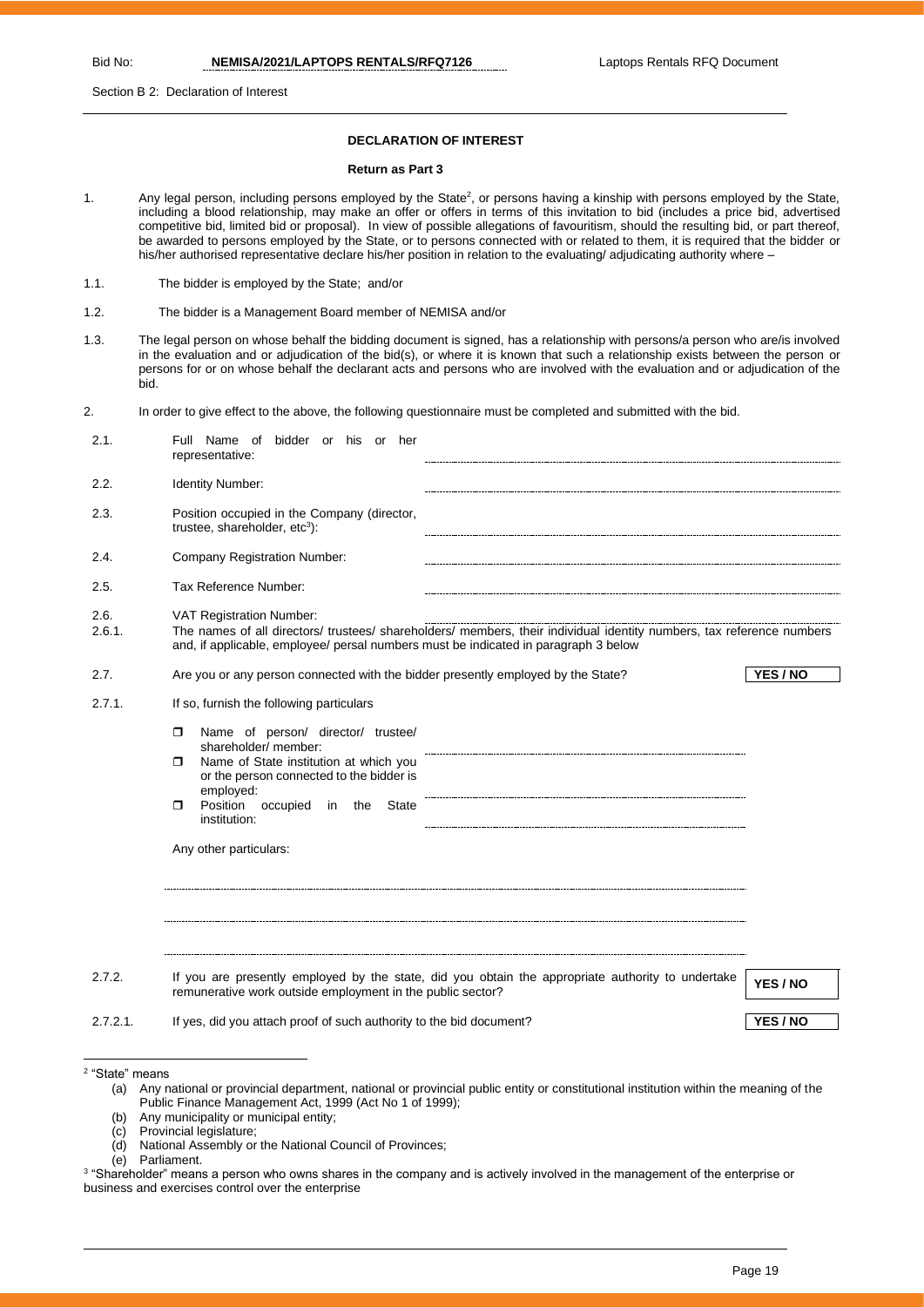Section B 2: Declaration of Interest

## DECLARATION OF INTEREST

**Return as Part 3**

1. Any legal person, including persons employed by the State[2], or persons having a kinship with persons employed by the State, including a blood relationship, may make an offer or offers in terms of this invitation to bid (includes a price bid, advertised competitive bid, limited bid or proposal). In view of possible allegations of favouritism, should the resulting bid, or part thereof, be awarded to persons employed by the State, or to persons connected with or related to them, it is required that the bidder or his/her authorised representative declare his/her position in relation to the evaluating/ adjudicating authority where –

1.1. The bidder is employed by the State; and/or

1.2. The bidder is a Management Board member of NEMISA and/or

1.3. The legal person on whose behalf the bidding document is signed, has a relationship with persons/a person who are/is involved in the evaluation and or adjudication of the bid(s), or where it is known that such a relationship exists between the person or persons for or on whose behalf the declarant acts and persons who are involved with the evaluation and or adjudication of the bid.

2. In order to give effect to the above, the following questionnaire must be completed and submitted with the bid.

2.1. Full Name of bidder or his or her representative: ..............................

2.2. Identity Number: ..............................

2.3. Position occupied in the Company (director, trustee, shareholder, etc[3]): ..............................

2.4. Company Registration Number: ..............................

2.5. Tax Reference Number: ..............................

2.6. VAT Registration Number: ..............................

2.6.1. The names of all directors/ trustees/ shareholders/ members, their individual identity numbers, tax reference numbers and, if applicable, employee/ persal numbers must be indicated in paragraph 3 below

2.7. Are you or any person connected with the bidder presently employed by the State? **YES / NO**

2.7.1. If so, furnish the following particulars

- Name of person/ director/ trustee/ shareholder/ member: ..............................
- Name of State institution at which you or the person connected to the bidder is employed: ..............................
- Position occupied in the State institution: ..............................

Any other particulars:

..............................

..............................

..............................

2.7.2. If you are presently employed by the state, did you obtain the appropriate authority to undertake remunerative work outside employment in the public sector? **YES / NO**

2.7.2.1. If yes, did you attach proof of such authority to the bid document? **YES / NO**

---

[2] "State" means

(a) Any national or provincial department, national or provincial public entity or constitutional institution within the meaning of the Public Finance Management Act, 1999 (Act No 1 of 1999);
(b) Any municipality or municipal entity;
(c) Provincial legislature;
(d) National Assembly or the National Council of Provinces;
(e) Parliament.

[3] "Shareholder" means a person who owns shares in the company and is actively involved in the management of the enterprise or business and exercises control over the enterprise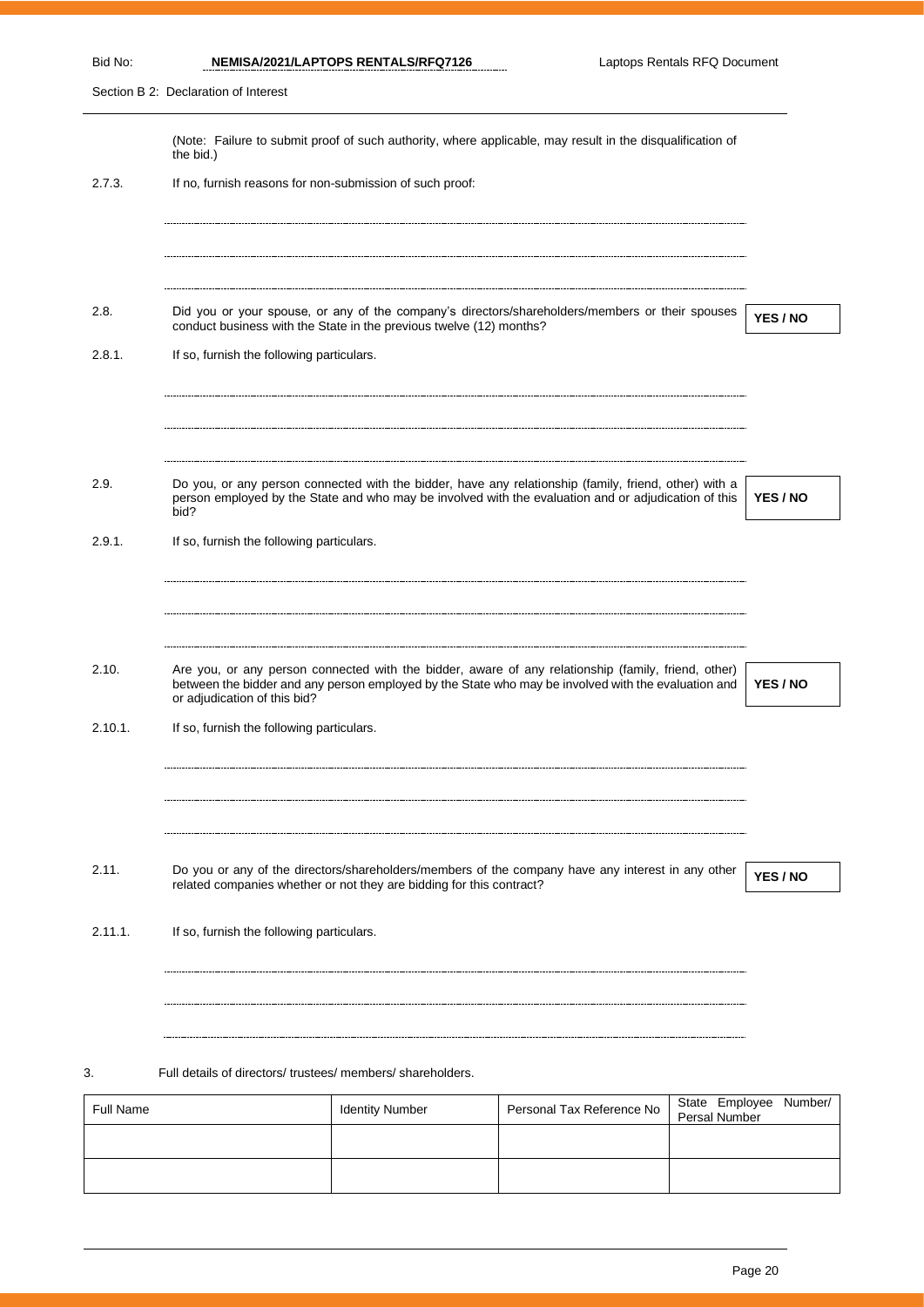(Note: Failure to submit proof of such authority, where applicable, may result in the disqualification of the bid.)

2.7.3. If no, furnish reasons for non-submission of such proof:

.....................................................................................................................................

.....................................................................................................................................

.....................................................................................................................................

2.8. Did you or your spouse, or any of the company's directors/shareholders/members or their spouses conduct business with the State in the previous twelve (12) months? **YES / NO**

2.8.1. If so, furnish the following particulars.

.....................................................................................................................................

.....................................................................................................................................

.....................................................................................................................................

2.9. Do you, or any person connected with the bidder, have any relationship (family, friend, other) with a person employed by the State and who may be involved with the evaluation and or adjudication of this bid? **YES / NO**

2.9.1. If so, furnish the following particulars.

.....................................................................................................................................

.....................................................................................................................................

.....................................................................................................................................

2.10. Are you, or any person connected with the bidder, aware of any relationship (family, friend, other) between the bidder and any person employed by the State who may be involved with the evaluation and or adjudication of this bid? **YES / NO**

2.10.1. If so, furnish the following particulars.

.....................................................................................................................................

.....................................................................................................................................

.....................................................................................................................................

2.11. Do you or any of the directors/shareholders/members of the company have any interest in any other related companies whether or not they are bidding for this contract? **YES / NO**

2.11.1. If so, furnish the following particulars.

.....................................................................................................................................

.....................................................................................................................................

.....................................................................................................................................

3. Full details of directors/ trustees/ members/ shareholders.

| Full Name | Identity Number | Personal Tax Reference No | State Employee Number/ Persal Number |
|---|---|---|---|
| | | | |
| | | | |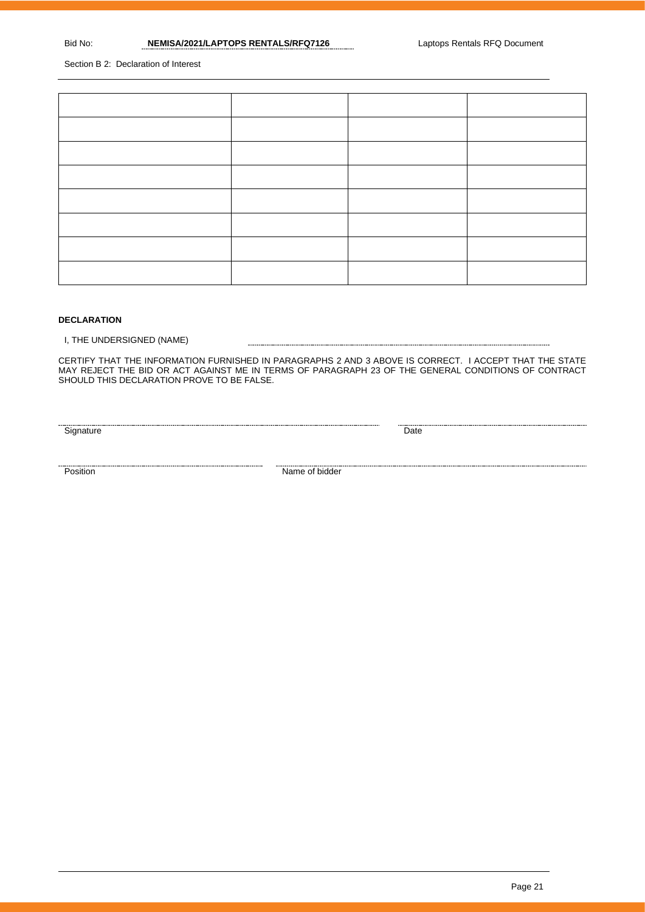Section B 2: Declaration of Interest

| | | | |
|---|---|---|---|
| | | | |
| | | | |
| | | | |
| | | | |
| | | | |
| | | | |
| | | | |

**DECLARATION**

I, THE UNDERSIGNED (NAME) ………………………………………………………

CERTIFY THAT THE INFORMATION FURNISHED IN PARAGRAPHS 2 AND 3 ABOVE IS CORRECT. I ACCEPT THAT THE STATE MAY REJECT THE BID OR ACT AGAINST ME IN TERMS OF PARAGRAPH 23 OF THE GENERAL CONDITIONS OF CONTRACT SHOULD THIS DECLARATION PROVE TO BE FALSE.

………………………………………………………
Signature

………………………………………
Date

………………………………………
Position

………………………………………………………
Name of bidder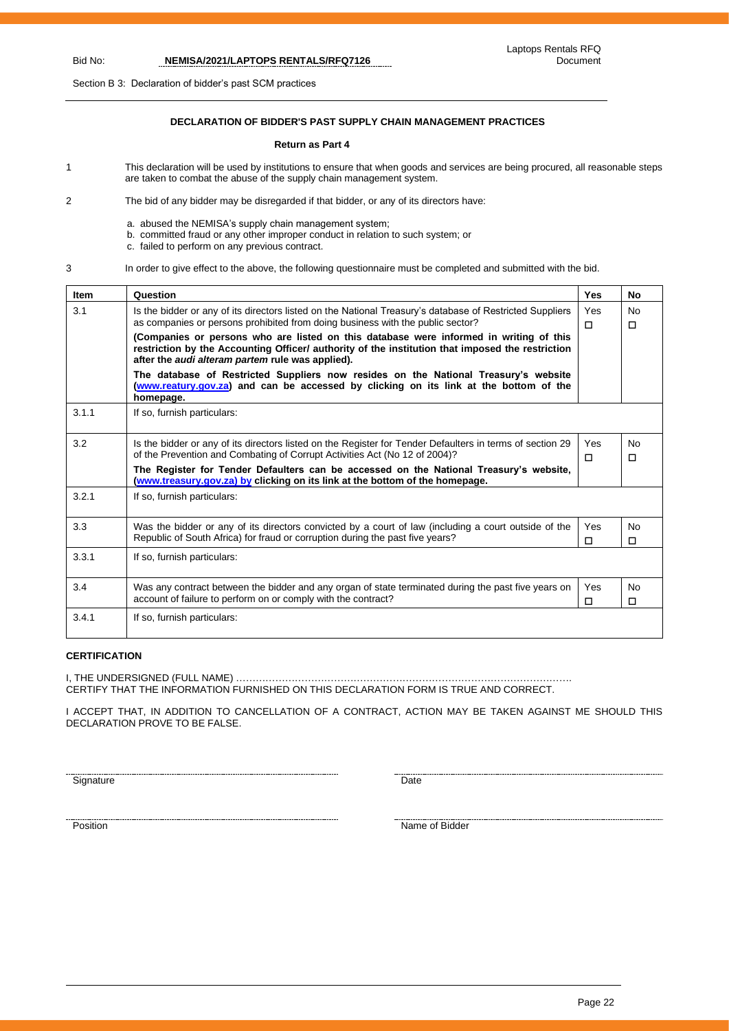Section B 3: Declaration of bidder's past SCM practices

## DECLARATION OF BIDDER'S PAST SUPPLY CHAIN MANAGEMENT PRACTICES

**Return as Part 4**

1. This declaration will be used by institutions to ensure that when goods and services are being procured, all reasonable steps are taken to combat the abuse of the supply chain management system.

2. The bid of any bidder may be disregarded if that bidder, or any of its directors have:

   a. abused the NEMISA's supply chain management system;
   b. committed fraud or any other improper conduct in relation to such system; or
   c. failed to perform on any previous contract.

3. In order to give effect to the above, the following questionnaire must be completed and submitted with the bid.

| Item | Question | Yes | No |
|---|---|---|---|
| 3.1 | Is the bidder or any of its directors listed on the National Treasury's database of Restricted Suppliers as companies or persons prohibited from doing business with the public sector?<br>**(Companies or persons who are listed on this database were informed in writing of this restriction by the Accounting Officer/ authority of the institution that imposed the restriction after the *audi alteram partem* rule was applied).**<br>**The database of Restricted Suppliers now resides on the National Treasury's website (www.reatury.gov.za) and can be accessed by clicking on its link at the bottom of the homepage.** | Yes ☐ | No ☐ |
| 3.1.1 | If so, furnish particulars: | | |
| 3.2 | Is the bidder or any of its directors listed on the Register for Tender Defaulters in terms of section 29 of the Prevention and Combating of Corrupt Activities Act (No 12 of 2004)?<br>**The Register for Tender Defaulters can be accessed on the National Treasury's website, (www.treasury.gov.za) by clicking on its link at the bottom of the homepage.** | Yes ☐ | No ☐ |
| 3.2.1 | If so, furnish particulars: | | |
| 3.3 | Was the bidder or any of its directors convicted by a court of law (including a court outside of the Republic of South Africa) for fraud or corruption during the past five years? | Yes ☐ | No ☐ |
| 3.3.1 | If so, furnish particulars: | | |
| 3.4 | Was any contract between the bidder and any organ of state terminated during the past five years on account of failure to perform on or comply with the contract? | Yes ☐ | No ☐ |
| 3.4.1 | If so, furnish particulars: | | |

**CERTIFICATION**

I, THE UNDERSIGNED (FULL NAME) ………………………………………………………………………………………….
CERTIFY THAT THE INFORMATION FURNISHED ON THIS DECLARATION FORM IS TRUE AND CORRECT.

I ACCEPT THAT, IN ADDITION TO CANCELLATION OF A CONTRACT, ACTION MAY BE TAKEN AGAINST ME SHOULD THIS DECLARATION PROVE TO BE FALSE.

Signature ............................................ Date ............................................

Position ............................................ Name of Bidder ............................................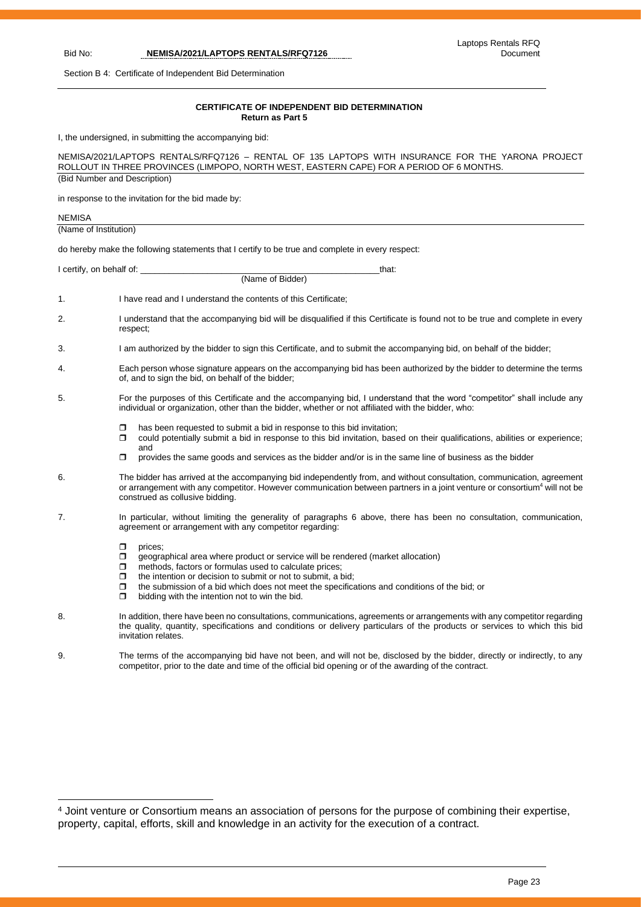Section B 4: Certificate of Independent Bid Determination

**CERTIFICATE OF INDEPENDENT BID DETERMINATION**
**Return as Part 5**

I, the undersigned, in submitting the accompanying bid:

NEMISA/2021/LAPTOPS RENTALS/RFQ7126 – RENTAL OF 135 LAPTOPS WITH INSURANCE FOR THE YARONA PROJECT ROLLOUT IN THREE PROVINCES (LIMPOPO, NORTH WEST, EASTERN CAPE) FOR A PERIOD OF 6 MONTHS.
(Bid Number and Description)

in response to the invitation for the bid made by:

NEMISA
(Name of Institution)

do hereby make the following statements that I certify to be true and complete in every respect:

I certify, on behalf of: ____________________________________________________that:
(Name of Bidder)

1. I have read and I understand the contents of this Certificate;

2. I understand that the accompanying bid will be disqualified if this Certificate is found not to be true and complete in every respect;

3. I am authorized by the bidder to sign this Certificate, and to submit the accompanying bid, on behalf of the bidder;

4. Each person whose signature appears on the accompanying bid has been authorized by the bidder to determine the terms of, and to sign the bid, on behalf of the bidder;

5. For the purposes of this Certificate and the accompanying bid, I understand that the word "competitor" shall include any individual or organization, other than the bidder, whether or not affiliated with the bidder, who:
   - has been requested to submit a bid in response to this bid invitation;
   - could potentially submit a bid in response to this bid invitation, based on their qualifications, abilities or experience; and
   - provides the same goods and services as the bidder and/or is in the same line of business as the bidder

6. The bidder has arrived at the accompanying bid independently from, and without consultation, communication, agreement or arrangement with any competitor. However communication between partners in a joint venture or consortium[4] will not be construed as collusive bidding.

7. In particular, without limiting the generality of paragraphs 6 above, there has been no consultation, communication, agreement or arrangement with any competitor regarding:
   - prices;
   - geographical area where product or service will be rendered (market allocation)
   - methods, factors or formulas used to calculate prices;
   - the intention or decision to submit or not to submit, a bid;
   - the submission of a bid which does not meet the specifications and conditions of the bid; or
   - bidding with the intention not to win the bid.

8. In addition, there have been no consultations, communications, agreements or arrangements with any competitor regarding the quality, quantity, specifications and conditions or delivery particulars of the products or services to which this bid invitation relates.

9. The terms of the accompanying bid have not been, and will not be, disclosed by the bidder, directly or indirectly, to any competitor, prior to the date and time of the official bid opening or of the awarding of the contract.

---

[4] Joint venture or Consortium means an association of persons for the purpose of combining their expertise, property, capital, efforts, skill and knowledge in an activity for the execution of a contract.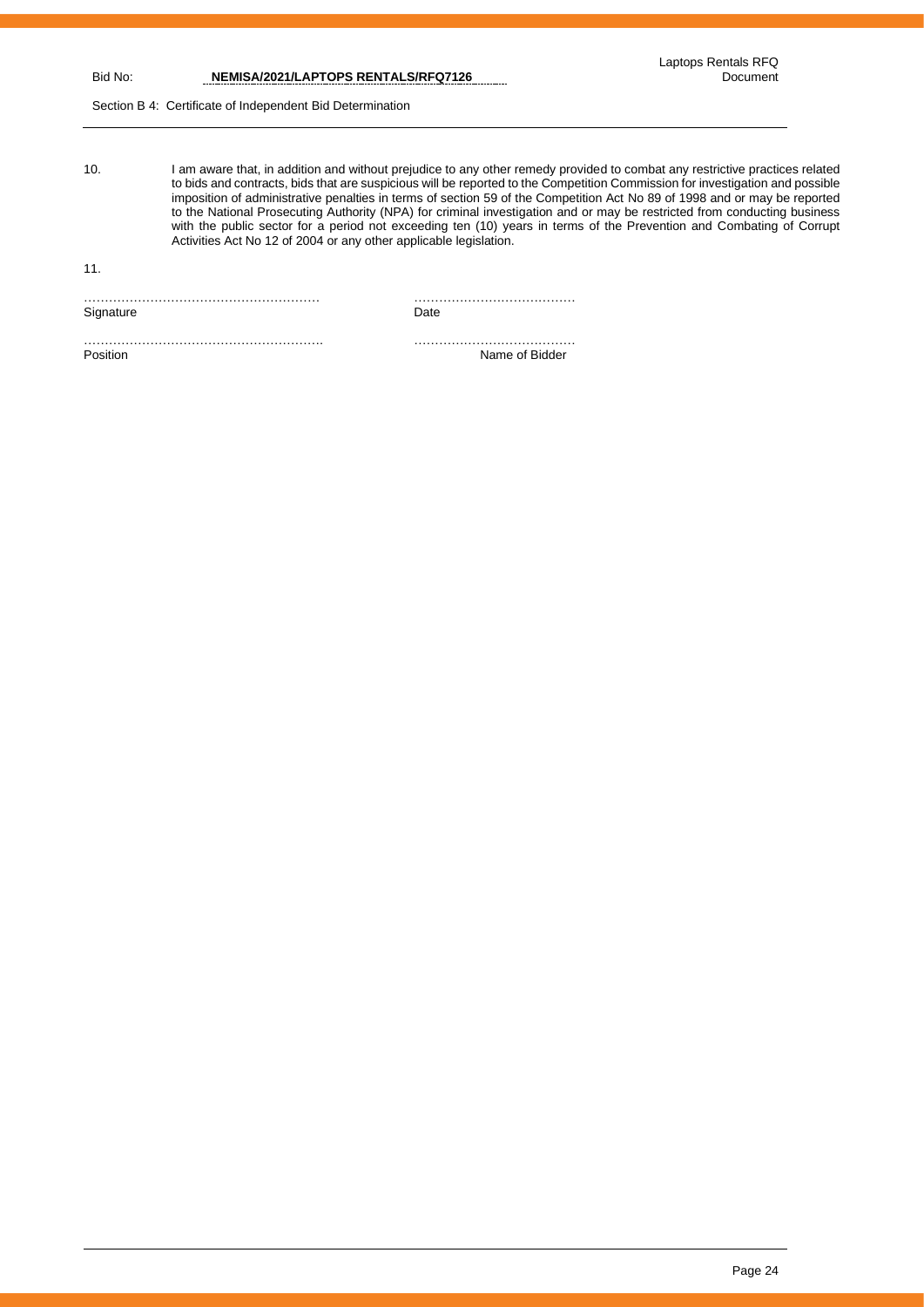10. I am aware that, in addition and without prejudice to any other remedy provided to combat any restrictive practices related to bids and contracts, bids that are suspicious will be reported to the Competition Commission for investigation and possible imposition of administrative penalties in terms of section 59 of the Competition Act No 89 of 1998 and or may be reported to the National Prosecuting Authority (NPA) for criminal investigation and or may be restricted from conducting business with the public sector for a period not exceeding ten (10) years in terms of the Prevention and Combating of Corrupt Activities Act No 12 of 2004 or any other applicable legislation.

11.

………………………………………………… ………………………………… 
Signature Date

…………………………………………………. ………………………………… 
Position Name of Bidder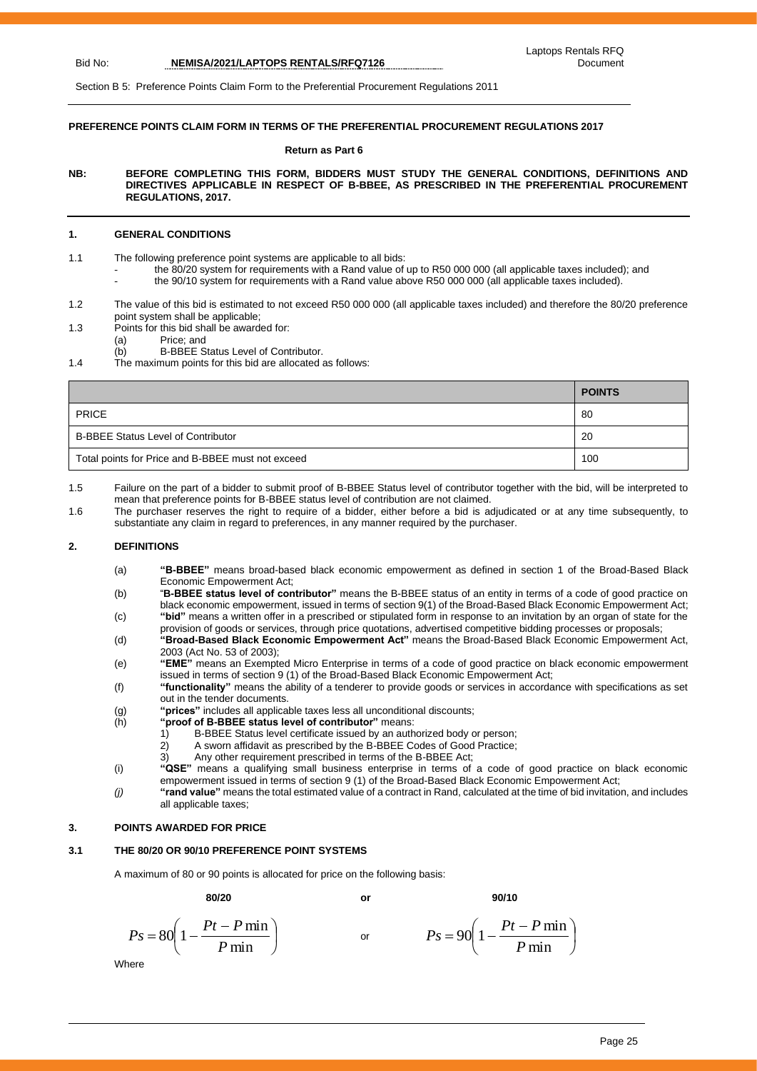Section B 5: Preference Points Claim Form to the Preferential Procurement Regulations 2011

**PREFERENCE POINTS CLAIM FORM IN TERMS OF THE PREFERENTIAL PROCUREMENT REGULATIONS 2017**

**Return as Part 6**

**NB: BEFORE COMPLETING THIS FORM, BIDDERS MUST STUDY THE GENERAL CONDITIONS, DEFINITIONS AND DIRECTIVES APPLICABLE IN RESPECT OF B-BBEE, AS PRESCRIBED IN THE PREFERENTIAL PROCUREMENT REGULATIONS, 2017.**

## 1. GENERAL CONDITIONS

1.1 The following preference point systems are applicable to all bids:
- the 80/20 system for requirements with a Rand value of up to R50 000 000 (all applicable taxes included); and
- the 90/10 system for requirements with a Rand value above R50 000 000 (all applicable taxes included).

1.2 The value of this bid is estimated to not exceed R50 000 000 (all applicable taxes included) and therefore the 80/20 preference point system shall be applicable;

1.3 Points for this bid shall be awarded for:
(a) Price; and
(b) B-BBEE Status Level of Contributor.

1.4 The maximum points for this bid are allocated as follows:

| | **POINTS** |
|---|---|
| PRICE | 80 |
| B-BBEE Status Level of Contributor | 20 |
| Total points for Price and B-BBEE must not exceed | 100 |

1.5 Failure on the part of a bidder to submit proof of B-BBEE Status level of contributor together with the bid, will be interpreted to mean that preference points for B-BBEE status level of contribution are not claimed.

1.6 The purchaser reserves the right to require of a bidder, either before a bid is adjudicated or at any time subsequently, to substantiate any claim in regard to preferences, in any manner required by the purchaser.

## 2. DEFINITIONS

(a) **"B-BBEE"** means broad-based black economic empowerment as defined in section 1 of the Broad-Based Black Economic Empowerment Act;

(b) "**B-BBEE status level of contributor"** means the B-BBEE status of an entity in terms of a code of good practice on black economic empowerment, issued in terms of section 9(1) of the Broad-Based Black Economic Empowerment Act;

(c) **"bid"** means a written offer in a prescribed or stipulated form in response to an invitation by an organ of state for the provision of goods or services, through price quotations, advertised competitive bidding processes or proposals;

(d) **"Broad-Based Black Economic Empowerment Act"** means the Broad-Based Black Economic Empowerment Act, 2003 (Act No. 53 of 2003);

(e) **"EME"** means an Exempted Micro Enterprise in terms of a code of good practice on black economic empowerment issued in terms of section 9 (1) of the Broad-Based Black Economic Empowerment Act;

(f) **"functionality"** means the ability of a tenderer to provide goods or services in accordance with specifications as set out in the tender documents.

(g) **"prices"** includes all applicable taxes less all unconditional discounts;

(h) **"proof of B-BBEE status level of contributor"** means:
1) B-BBEE Status level certificate issued by an authorized body or person;
2) A sworn affidavit as prescribed by the B-BBEE Codes of Good Practice;
3) Any other requirement prescribed in terms of the B-BBEE Act;

(i) **"QSE"** means a qualifying small business enterprise in terms of a code of good practice on black economic empowerment issued in terms of section 9 (1) of the Broad-Based Black Economic Empowerment Act;

*(j)* **"rand value"** means the total estimated value of a contract in Rand, calculated at the time of bid invitation, and includes all applicable taxes;

## 3. POINTS AWARDED FOR PRICE

### 3.1 THE 80/20 OR 90/10 PREFERENCE POINT SYSTEMS

A maximum of 80 or 90 points is allocated for price on the following basis:

**80/20** **or** **90/10**

$$Ps = 80\left(1 - \frac{Pt - P\min}{P\min}\right) \quad \text{or} \quad Ps = 90\left(1 - \frac{Pt - P\min}{P\min}\right)$$

Where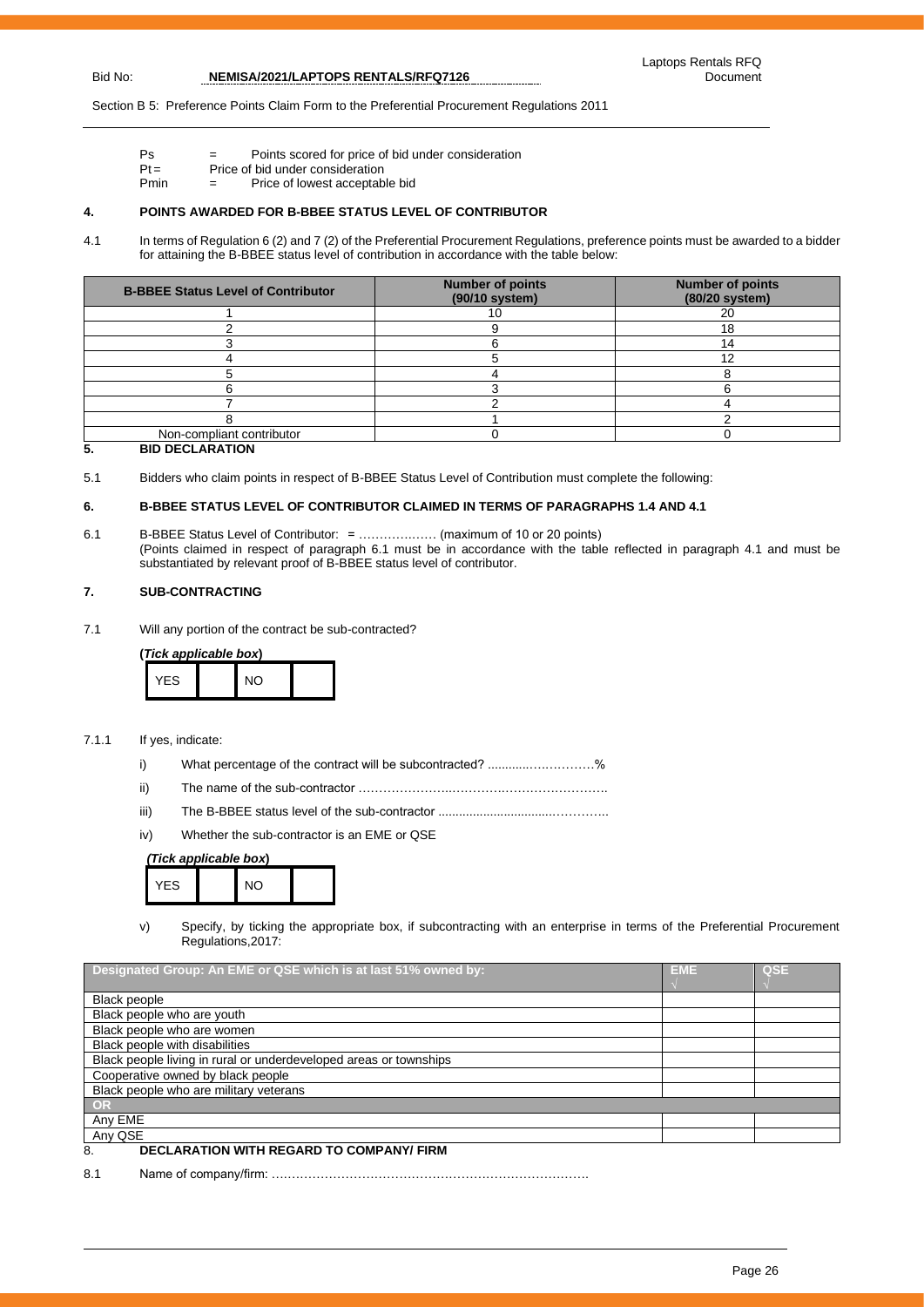Section B 5: Preference Points Claim Form to the Preferential Procurement Regulations 2011

Ps = Points scored for price of bid under consideration
Pt = Price of bid under consideration
Pmin = Price of lowest acceptable bid

## 4. POINTS AWARDED FOR B-BBEE STATUS LEVEL OF CONTRIBUTOR

4.1 In terms of Regulation 6 (2) and 7 (2) of the Preferential Procurement Regulations, preference points must be awarded to a bidder for attaining the B-BBEE status level of contribution in accordance with the table below:

| B-BBEE Status Level of Contributor | Number of points (90/10 system) | Number of points (80/20 system) |
|---|---|---|
| 1 | 10 | 20 |
| 2 | 9 | 18 |
| 3 | 6 | 14 |
| 4 | 5 | 12 |
| 5 | 4 | 8 |
| 6 | 3 | 6 |
| 7 | 2 | 4 |
| 8 | 1 | 2 |
| Non-compliant contributor | 0 | 0 |

## 5. BID DECLARATION

5.1 Bidders who claim points in respect of B-BBEE Status Level of Contribution must complete the following:

## 6. B-BBEE STATUS LEVEL OF CONTRIBUTOR CLAIMED IN TERMS OF PARAGRAPHS 1.4 AND 4.1

6.1 B-BBEE Status Level of Contributor: = ……………… (maximum of 10 or 20 points)
(Points claimed in respect of paragraph 6.1 must be in accordance with the table reflected in paragraph 4.1 and must be substantiated by relevant proof of B-BBEE status level of contributor.

## 7. SUB-CONTRACTING

7.1 Will any portion of the contract be sub-contracted?

**(*Tick applicable box*)**

| | | | |
|---|---|---|---|
| YES | | NO | |

7.1.1 If yes, indicate:

i) What percentage of the contract will be subcontracted? ............……………%

ii) The name of the sub-contractor …………………..………….…………………….

iii) The B-BBEE status level of the sub-contractor ...............................…………..

iv) Whether the sub-contractor is an EME or QSE

***(Tick applicable box)***

| | | | |
|---|---|---|---|
| YES | | NO | |

v) Specify, by ticking the appropriate box, if subcontracting with an enterprise in terms of the Preferential Procurement Regulations,2017:

| Designated Group: An EME or QSE which is at last 51% owned by: | EME √ | QSE √ |
|---|---|---|
| Black people | | |
| Black people who are youth | | |
| Black people who are women | | |
| Black people with disabilities | | |
| Black people living in rural or underdeveloped areas or townships | | |
| Cooperative owned by black people | | |
| Black people who are military veterans | | |
| **OR** | | |
| Any EME | | |
| Any QSE | | |

## 8. DECLARATION WITH REGARD TO COMPANY/ FIRM

8.1 Name of company/firm: ….…………………………………………………………………….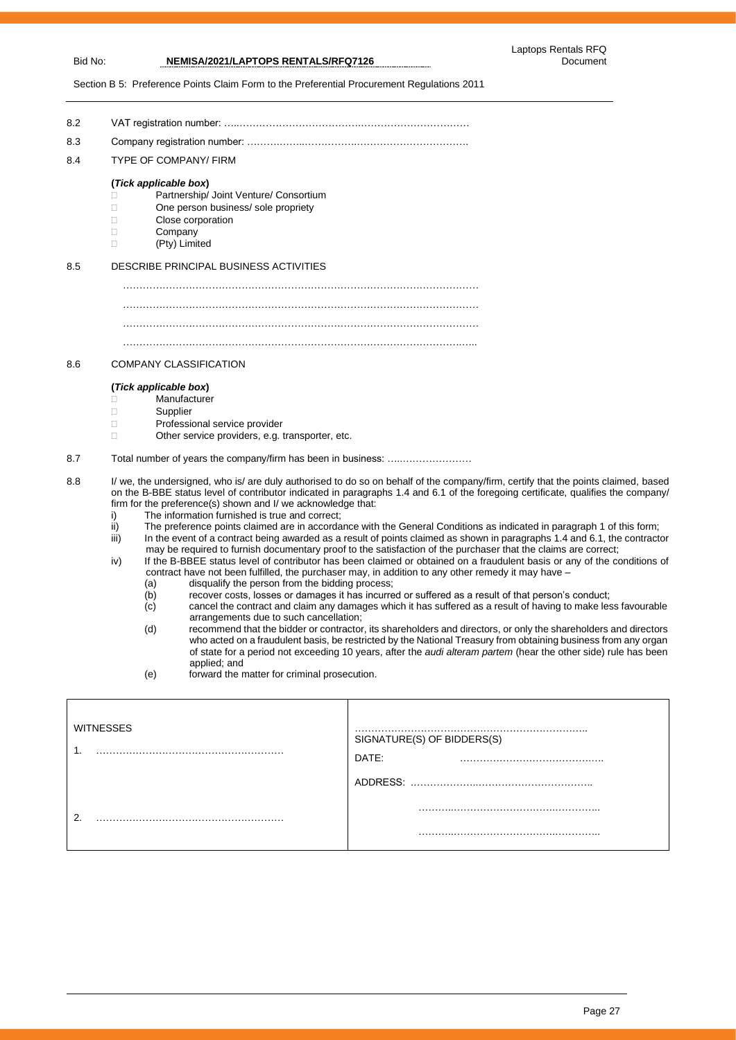Section B 5: Preference Points Claim Form to the Preferential Procurement Regulations 2011

8.2 VAT registration number: ……………………………………………………………………

8.3 Company registration number: …………………………………………………………….

8.4 TYPE OF COMPANY/ FIRM

**(*Tick applicable box*)**

- ☐ Partnership/ Joint Venture/ Consortium
- ☐ One person business/ sole propriety
- ☐ Close corporation
- ☐ Company
- ☐ (Pty) Limited

8.5 DESCRIBE PRINCIPAL BUSINESS ACTIVITIES

…………………………………………………………………………………………………

…………………………………………………………………………………………………

…………………………………………………………………………………………………

…………………………………………………………………………………………………

8.6 COMPANY CLASSIFICATION

**(*Tick applicable box*)**

- ☐ Manufacturer
- ☐ Supplier
- ☐ Professional service provider
- ☐ Other service providers, e.g. transporter, etc.

8.7 Total number of years the company/firm has been in business: ……………………

8.8 I/ we, the undersigned, who is/ are duly authorised to do so on behalf of the company/firm, certify that the points claimed, based on the B-BBE status level of contributor indicated in paragraphs 1.4 and 6.1 of the foregoing certificate, qualifies the company/ firm for the preference(s) shown and I/ we acknowledge that:

i) The information furnished is true and correct;

ii) The preference points claimed are in accordance with the General Conditions as indicated in paragraph 1 of this form;

iii) In the event of a contract being awarded as a result of points claimed as shown in paragraphs 1.4 and 6.1, the contractor may be required to furnish documentary proof to the satisfaction of the purchaser that the claims are correct;

iv) If the B-BBEE status level of contributor has been claimed or obtained on a fraudulent basis or any of the conditions of contract have not been fulfilled, the purchaser may, in addition to any other remedy it may have –

(a) disqualify the person from the bidding process;

(b) recover costs, losses or damages it has incurred or suffered as a result of that person's conduct;

(c) cancel the contract and claim any damages which it has suffered as a result of having to make less favourable arrangements due to such cancellation;

(d) recommend that the bidder or contractor, its shareholders and directors, or only the shareholders and directors who acted on a fraudulent basis, be restricted by the National Treasury from obtaining business from any organ of state for a period not exceeding 10 years, after the *audi alteram partem* (hear the other side) rule has been applied; and

(e) forward the matter for criminal prosecution.

| | |
|---|---|
| WITNESSES<br><br>1. ……………………………………………… | ……………………………………………………………<br>SIGNATURE(S) OF BIDDERS(S)<br><br>DATE: …………………………………… |
| 2. ……………………………………………… | ADDRESS: ……………………………………………<br><br>……………………………………………<br><br>…………………………………………… |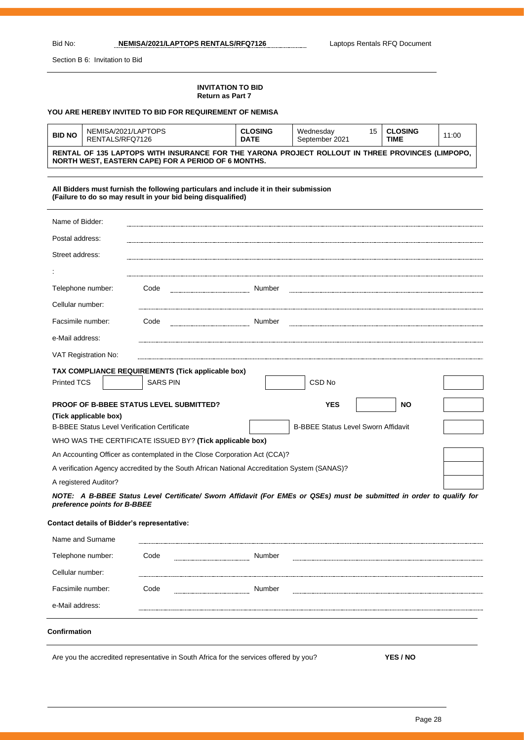Bid No: **NEMISA/2021/LAPTOPS RENTALS/RFQ7126** Laptops Rentals RFQ Document

Section B 6: Invitation to Bid

**INVITATION TO BID**
**Return as Part 7**

**YOU ARE HEREBY INVITED TO BID FOR REQUIREMENT OF NEMISA**

| **BID NO** | NEMISA/2021/LAPTOPS RENTALS/RFQ7126 | **CLOSING DATE** | Wednesday 15 September 2021 | **CLOSING TIME** | 11:00 |
|---|---|---|---|---|---|
| **RENTAL OF 135 LAPTOPS WITH INSURANCE FOR THE YARONA PROJECT ROLLOUT IN THREE PROVINCES (LIMPOPO, NORTH WEST, EASTERN CAPE) FOR A PERIOD OF 6 MONTHS.** | | | | | |

**All Bidders must furnish the following particulars and include it in their submission**
**(Failure to do so may result in your bid being disqualified)**

Name of Bidder: ..............................

Postal address: ..............................

Street address: ..............................

: ..............................

Telephone number: Code .............. Number ..............................

Cellular number: ..............................

Facsimile number: Code .............. Number ..............................

e-Mail address: ..............................

VAT Registration No: ..............................

**TAX COMPLIANCE REQUIREMENTS (Tick applicable box)**

| Printed TCS | | SARS PIN | | CSD No | |
|---|---|---|---|---|---|

| **PROOF OF B-BBEE STATUS LEVEL SUBMITTED? (Tick applicable box)** | **YES** | | **NO** | |
|---|---|---|---|---|

| B-BBEE Status Level Verification Certificate | | B-BBEE Status Level Sworn Affidavit | |
|---|---|---|---|

| WHO WAS THE CERTIFICATE ISSUED BY? **(Tick applicable box)** | |
|---|---|
| An Accounting Officer as contemplated in the Close Corporation Act (CCA)? | |
| A verification Agency accredited by the South African National Accreditation System (SANAS)? | |
| A registered Auditor? | |

***NOTE: A B-BBEE Status Level Certificate/ Sworn Affidavit (For EMEs or QSEs) must be submitted in order to qualify for preference points for B-BBEE***

**Contact details of Bidder's representative:**

Name and Surname ..............................

Telephone number: Code .............. Number ..............................

Cellular number: ..............................

Facsimile number: Code .............. Number ..............................

e-Mail address: ..............................

**Confirmation**

Are you the accredited representative in South Africa for the services offered by you? **YES / NO**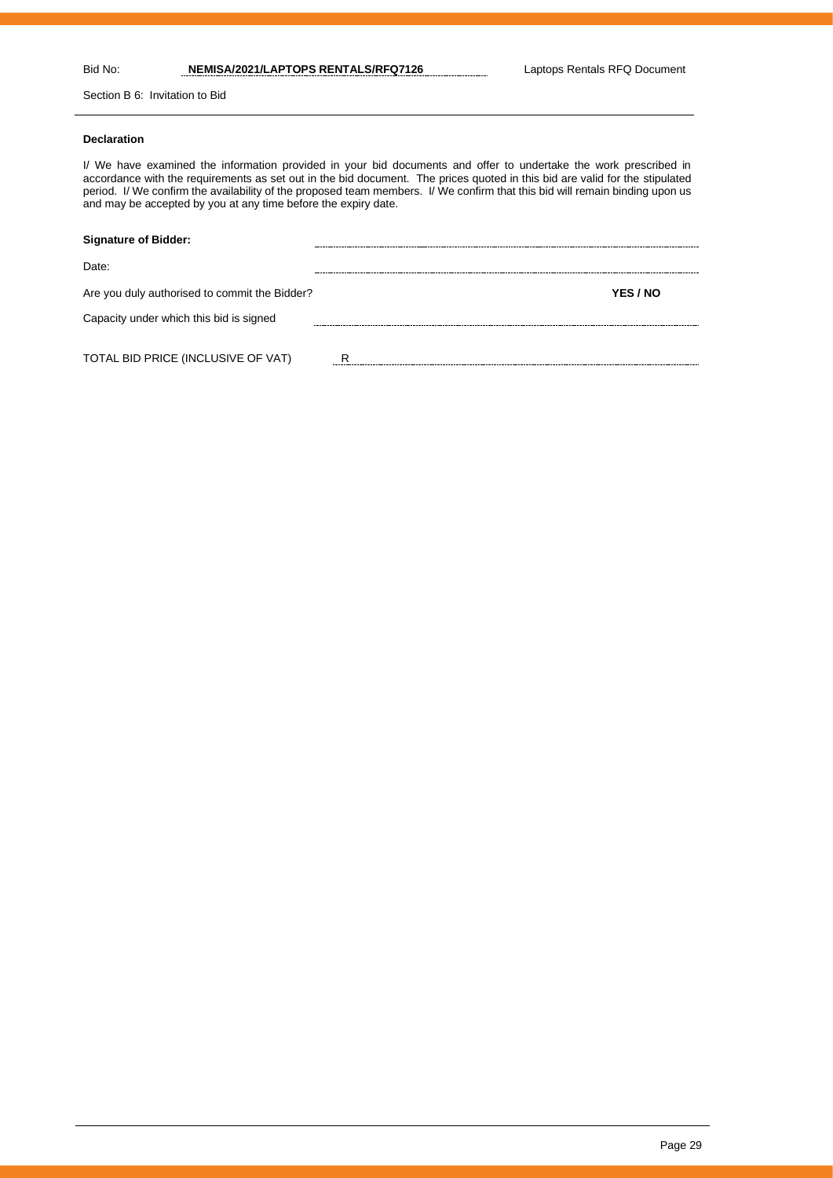Section B 6: Invitation to Bid

**Declaration**

I/ We have examined the information provided in your bid documents and offer to undertake the work prescribed in accordance with the requirements as set out in the bid document. The prices quoted in this bid are valid for the stipulated period. I/ We confirm the availability of the proposed team members. I/ We confirm that this bid will remain binding upon us and may be accepted by you at any time before the expiry date.

**Signature of Bidder:** ................................................................................

Date: ................................................................................

Are you duly authorised to commit the Bidder? **YES / NO**

Capacity under which this bid is signed ................................................................................

TOTAL BID PRICE (INCLUSIVE OF VAT) R ................................................................................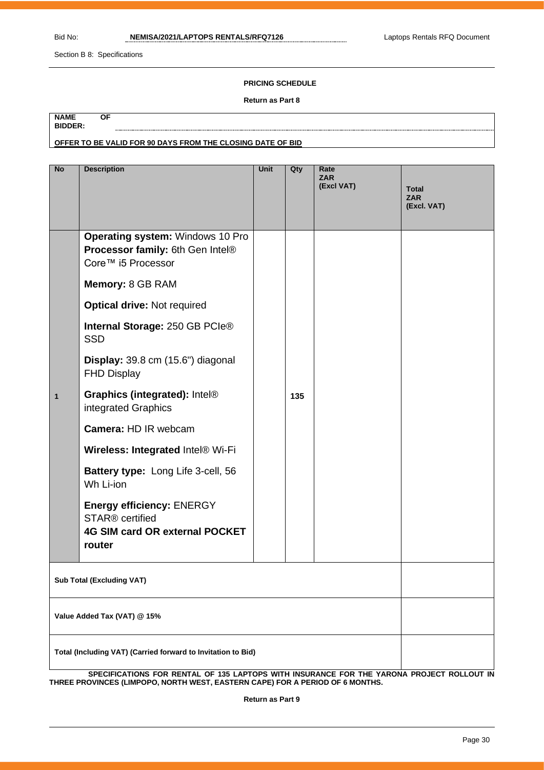Section B 8: Specifications

**PRICING SCHEDULE**

**Return as Part 8**

**NAME OF BIDDER:** ...........................................................................................................................

**OFFER TO BE VALID FOR 90 DAYS FROM THE CLOSING DATE OF BID**

| No | Description | Unit | Qty | Rate ZAR (Excl VAT) | Total ZAR (Excl. VAT) |
|---|---|---|---|---|---|
| 1 | **Operating system:** Windows 10 Pro<br>**Processor family:** 6th Gen Intel® Core™ i5 Processor<br>**Memory:** 8 GB RAM<br>**Optical drive:** Not required<br>**Internal Storage:** 250 GB PCIe® SSD<br>**Display:** 39.8 cm (15.6") diagonal FHD Display<br>**Graphics (integrated):** Intel® integrated Graphics<br>**Camera:** HD IR webcam<br>**Wireless: Integrated** Intel® Wi-Fi<br>**Battery type:** Long Life 3-cell, 56 Wh Li-ion<br>**Energy efficiency:** ENERGY STAR® certified<br>**4G SIM card OR external POCKET router** | | 135 | | |
| **Sub Total (Excluding VAT)** | | | | | |
| **Value Added Tax (VAT) @ 15%** | | | | | |
| **Total (Including VAT) (Carried forward to Invitation to Bid)** | | | | | |

**SPECIFICATIONS FOR RENTAL OF 135 LAPTOPS WITH INSURANCE FOR THE YARONA PROJECT ROLLOUT IN THREE PROVINCES (LIMPOPO, NORTH WEST, EASTERN CAPE) FOR A PERIOD OF 6 MONTHS.**

**Return as Part 9**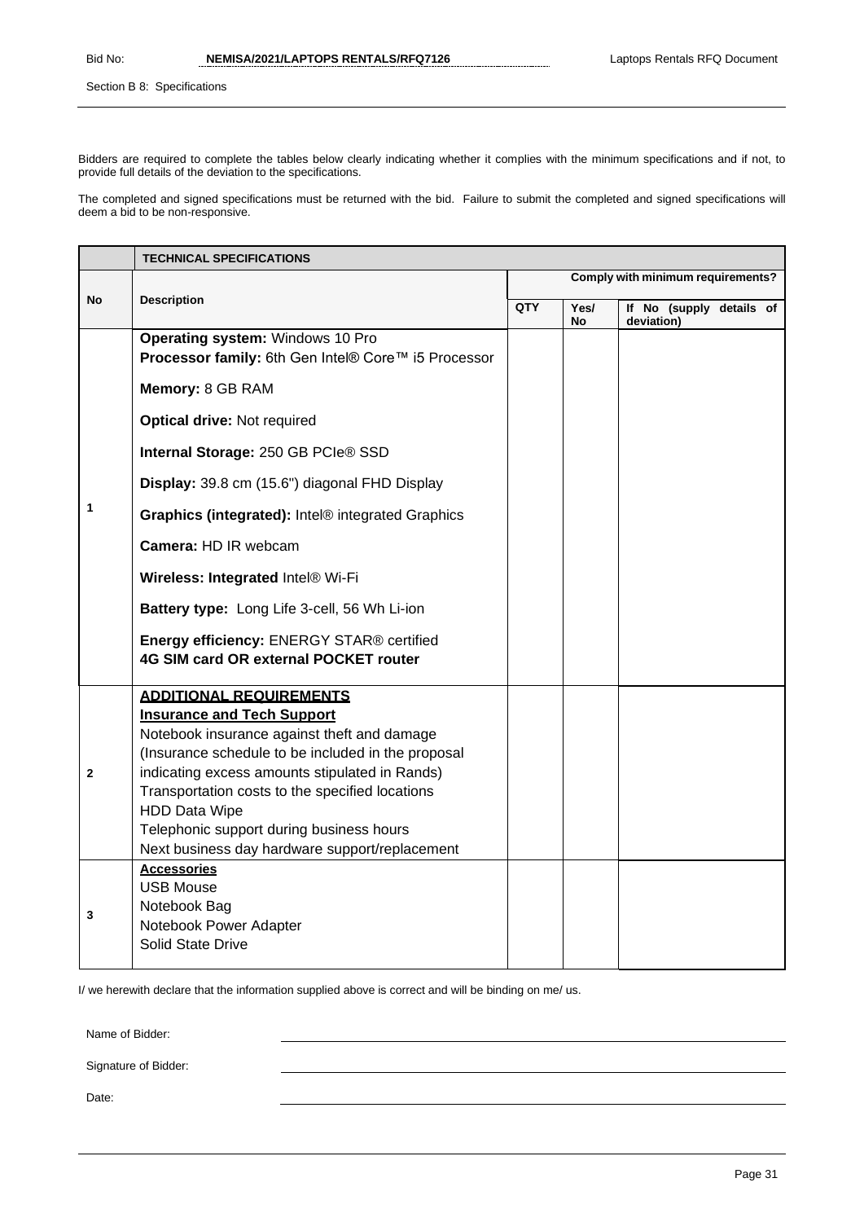Section B 8: Specifications

Bidders are required to complete the tables below clearly indicating whether it complies with the minimum specifications and if not, to provide full details of the deviation to the specifications.

The completed and signed specifications must be returned with the bid. Failure to submit the completed and signed specifications will deem a bid to be non-responsive.

| No | TECHNICAL SPECIFICATIONS<br>Description | Comply with minimum requirements?<br>QTY | Yes/ No | If No (supply details of deviation) |
|---|---|---|---|---|
| 1 | **Operating system:** Windows 10 Pro<br>**Processor family:** 6th Gen Intel® Core™ i5 Processor<br>**Memory:** 8 GB RAM<br>**Optical drive:** Not required<br>**Internal Storage:** 250 GB PCIe® SSD<br>**Display:** 39.8 cm (15.6") diagonal FHD Display<br>**Graphics (integrated):** Intel® integrated Graphics<br>**Camera:** HD IR webcam<br>**Wireless: Integrated** Intel® Wi-Fi<br>**Battery type:** Long Life 3-cell, 56 Wh Li-ion<br>**Energy efficiency:** ENERGY STAR® certified<br>**4G SIM card OR external POCKET router** | | | |
| 2 | **<u>ADDITIONAL REQUIREMENTS</u>**<br>**<u>Insurance and Tech Support</u>**<br>Notebook insurance against theft and damage (Insurance schedule to be included in the proposal indicating excess amounts stipulated in Rands)<br>Transportation costs to the specified locations<br>HDD Data Wipe<br>Telephonic support during business hours<br>Next business day hardware support/replacement | | | |
| 3 | **<u>Accessories</u>**<br>USB Mouse<br>Notebook Bag<br>Notebook Power Adapter<br>Solid State Drive | | | |

I/ we herewith declare that the information supplied above is correct and will be binding on me/ us.

Name of Bidder: ______________________

Signature of Bidder: ______________________

Date: ______________________